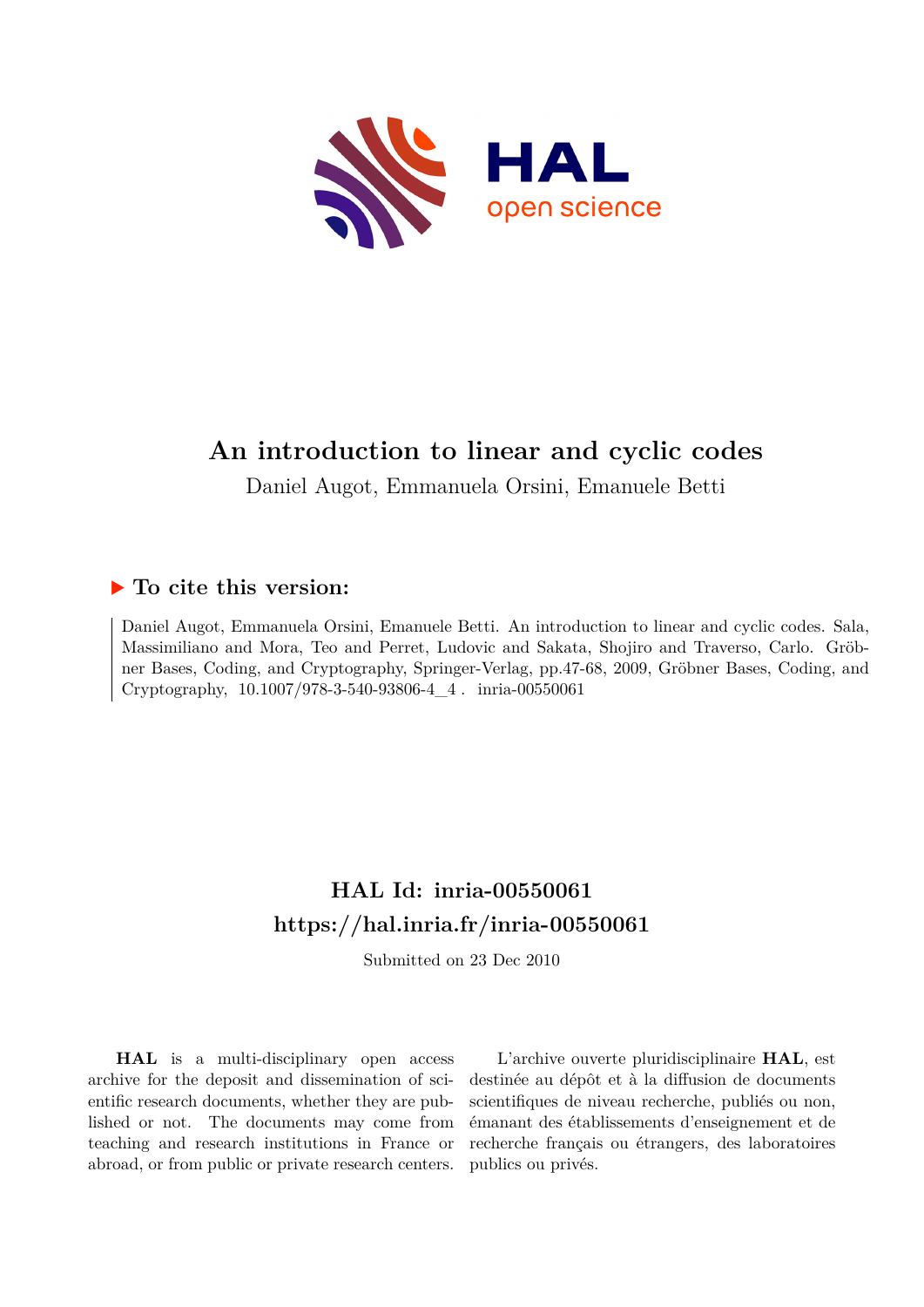# An introduction to linear and cyclic codes

Daniel Augot, Emmanuela Orsini, Emanuele Betti

## ▶ To cite this version:

Daniel Augot, Emmanuela Orsini, Emanuele Betti. An introduction to linear and cyclic codes. Sala, Massimiliano and Mora, Teo and Perret, Ludovic and Sakata, Shojiro and Traverso, Carlo. Gröbner Bases, Coding, and Cryptography, Springer-Verlag, pp.47-68, 2009, Gröbner Bases, Coding, and Cryptography, 10.1007/978-3-540-93806-4_4 . inria-00550061

## HAL Id: inria-00550061

## https://hal.inria.fr/inria-00550061

Submitted on 23 Dec 2010

**HAL** is a multi-disciplinary open access archive for the deposit and dissemination of scientific research documents, whether they are published or not. The documents may come from teaching and research institutions in France or abroad, or from public or private research centers.

L'archive ouverte pluridisciplinaire **HAL**, est destinée au dépôt et à la diffusion de documents scientifiques de niveau recherche, publiés ou non, émanant des établissements d'enseignement et de recherche français ou étrangers, des laboratoires publics ou privés.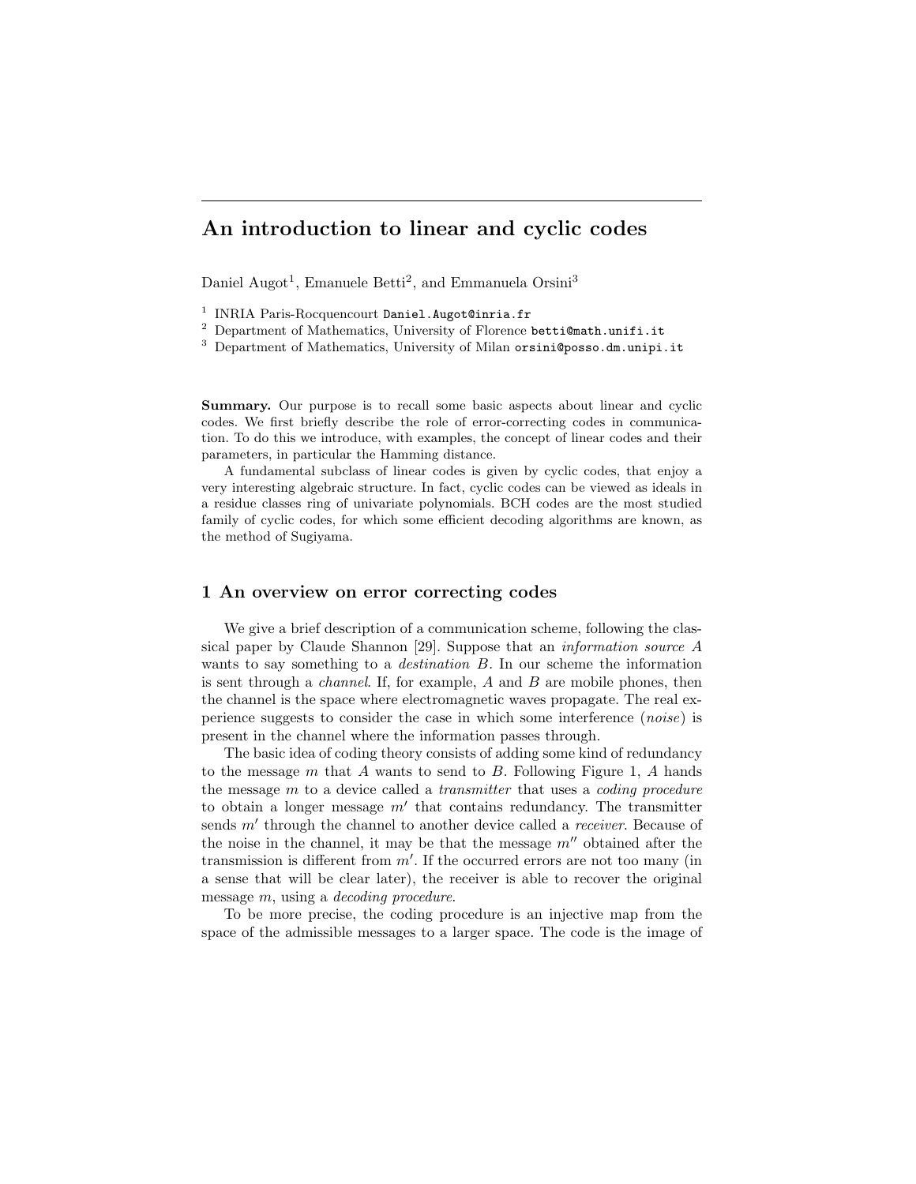# An introduction to linear and cyclic codes

Daniel Augot[1], Emanuele Betti[2], and Emmanuela Orsini[3]

[1] INRIA Paris-Rocquencourt Daniel.Augot@inria.fr
[2] Department of Mathematics, University of Florence betti@math.unifi.it
[3] Department of Mathematics, University of Milan orsini@posso.dm.unipi.it

**Summary.** Our purpose is to recall some basic aspects about linear and cyclic codes. We first briefly describe the role of error-correcting codes in communication. To do this we introduce, with examples, the concept of linear codes and their parameters, in particular the Hamming distance.

A fundamental subclass of linear codes is given by cyclic codes, that enjoy a very interesting algebraic structure. In fact, cyclic codes can be viewed as ideals in a residue classes ring of univariate polynomials. BCH codes are the most studied family of cyclic codes, for which some efficient decoding algorithms are known, as the method of Sugiyama.

## 1 An overview on error correcting codes

We give a brief description of a communication scheme, following the classical paper by Claude Shannon [29]. Suppose that an *information source* $A$ wants to say something to a *destination* $B$. In our scheme the information is sent through a *channel*. If, for example, $A$ and $B$ are mobile phones, then the channel is the space where electromagnetic waves propagate. The real experience suggests to consider the case in which some interference (*noise*) is present in the channel where the information passes through.

The basic idea of coding theory consists of adding some kind of redundancy to the message $m$ that $A$ wants to send to $B$. Following Figure 1, $A$ hands the message $m$ to a device called a *transmitter* that uses a *coding procedure* to obtain a longer message $m'$ that contains redundancy. The transmitter sends $m'$ through the channel to another device called a *receiver*. Because of the noise in the channel, it may be that the message $m''$ obtained after the transmission is different from $m'$. If the occurred errors are not too many (in a sense that will be clear later), the receiver is able to recover the original message $m$, using a *decoding procedure*.

To be more precise, the coding procedure is an injective map from the space of the admissible messages to a larger space. The code is the image of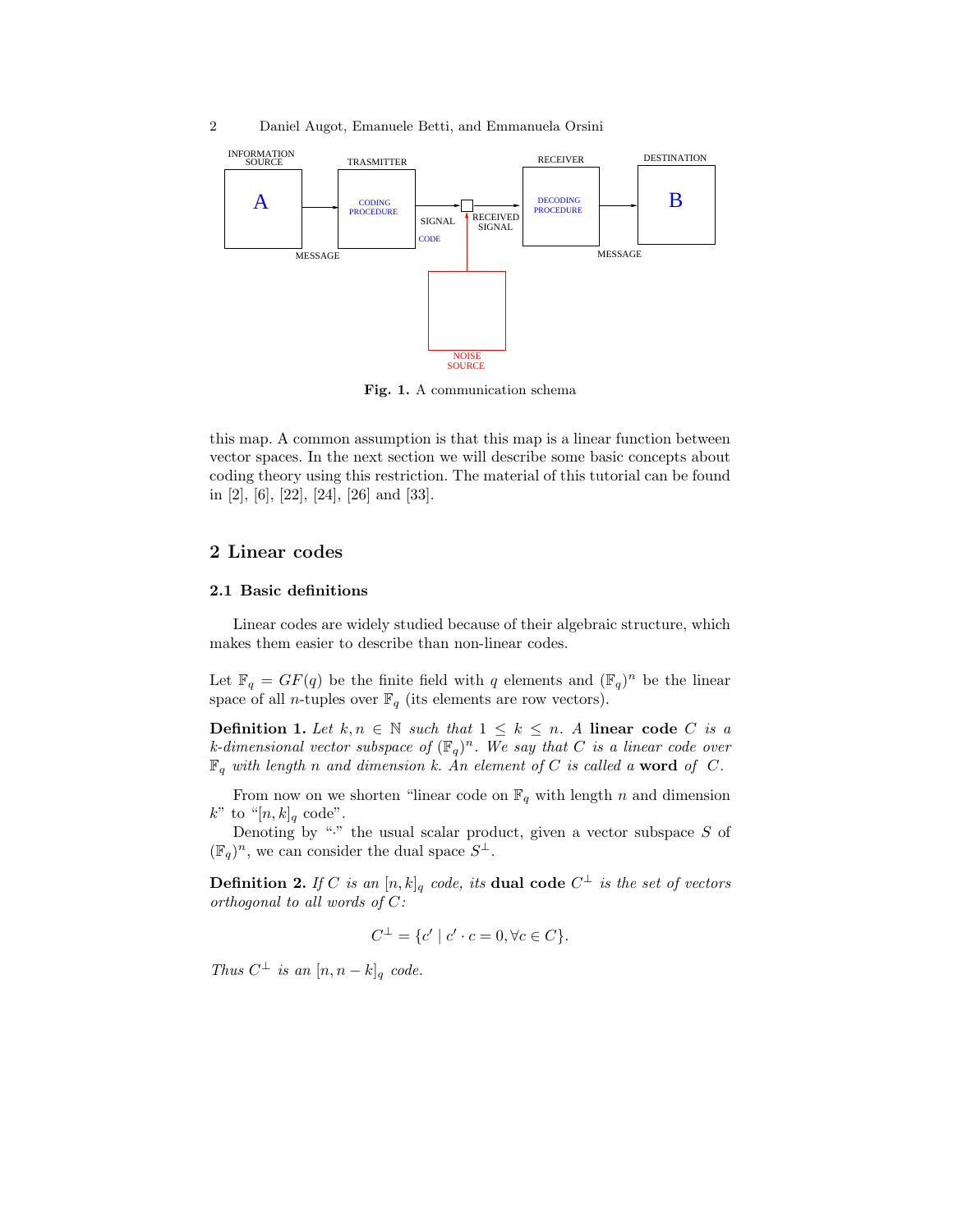Fig. 1. A communication schema

this map. A common assumption is that this map is a linear function between vector spaces. In the next section we will describe some basic concepts about coding theory using this restriction. The material of this tutorial can be found in [2], [6], [22], [24], [26] and [33].

## 2 Linear codes

### 2.1 Basic definitions

Linear codes are widely studied because of their algebraic structure, which makes them easier to describe than non-linear codes.

Let $\mathbb{F}_q = GF(q)$ be the finite field with $q$ elements and $(\mathbb{F}_q)^n$ be the linear space of all $n$-tuples over $\mathbb{F}_q$ (its elements are row vectors).

**Definition 1.** *Let $k, n \in \mathbb{N}$ such that $1 \leq k \leq n$. A* **linear code** *$C$ is a $k$-dimensional vector subspace of $(\mathbb{F}_q)^n$. We say that $C$ is a linear code over $\mathbb{F}_q$ with length $n$ and dimension $k$. An element of $C$ is called a* **word** *of $C$.*

From now on we shorten "linear code on $\mathbb{F}_q$ with length $n$ and dimension $k$" to "$[n, k]_q$ code".

Denoting by "$\cdot$" the usual scalar product, given a vector subspace $S$ of $(\mathbb{F}_q)^n$, we can consider the dual space $S^\perp$.

**Definition 2.** *If $C$ is an $[n, k]_q$ code, its* **dual code** *$C^\perp$ is the set of vectors orthogonal to all words of $C$:*

$$C^\perp = \{c' \mid c' \cdot c = 0, \forall c \in C\}.$$

*Thus $C^\perp$ is an $[n, n-k]_q$ code.*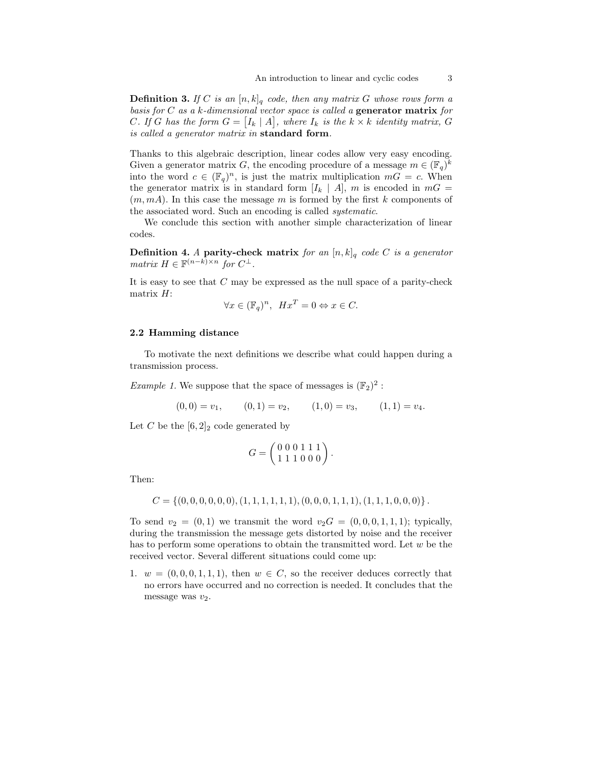**Definition 3.** *If $C$ is an $[n, k]_q$ code, then any matrix $G$ whose rows form a basis for $C$ as a $k$-dimensional vector space is called a* **generator matrix** *for $C$. If $G$ has the form $G = \left[I_k \mid A\right]$, where $I_k$ is the $k \times k$ identity matrix, $G$ is called a generator matrix in* **standard form**.

Thanks to this algebraic description, linear codes allow very easy encoding. Given a generator matrix $G$, the encoding procedure of a message $m \in (\mathbb{F}_q)^k$ into the word $c \in (\mathbb{F}_q)^n$, is just the matrix multiplication $mG = c$. When the generator matrix is in standard form $[I_k \mid A]$, $m$ is encoded in $mG = (m, mA)$. In this case the message $m$ is formed by the first $k$ components of the associated word. Such an encoding is called *systematic*.

We conclude this section with another simple characterization of linear codes.

**Definition 4.** *A* **parity-check matrix** *for an $[n, k]_q$ code $C$ is a generator matrix $H \in \mathbb{F}^{(n-k)\times n}$ for $C^{\perp}$.*

It is easy to see that $C$ may be expressed as the null space of a parity-check matrix $H$:

$$\forall x \in (\mathbb{F}_q)^n, \ \ Hx^T = 0 \Leftrightarrow x \in C.$$

### 2.2 Hamming distance

To motivate the next definitions we describe what could happen during a transmission process.

*Example 1.* We suppose that the space of messages is $(\mathbb{F}_2)^2$ :

$$(0,0) = v_1, \qquad (0,1) = v_2, \qquad (1,0) = v_3, \qquad (1,1) = v_4.$$

Let $C$ be the $[6, 2]_2$ code generated by

$$G = \begin{pmatrix} 0\,0\,0\,1\,1\,1 \\ 1\,1\,1\,0\,0\,0 \end{pmatrix}.$$

Then:

$$C = \{(0,0,0,0,0,0), (1,1,1,1,1,1), (0,0,0,1,1,1), (1,1,1,0,0,0)\}.$$

To send $v_2 = (0, 1)$ we transmit the word $v_2 G = (0, 0, 0, 1, 1, 1)$; typically, during the transmission the message gets distorted by noise and the receiver has to perform some operations to obtain the transmitted word. Let $w$ be the received vector. Several different situations could come up:

1. $w = (0, 0, 0, 1, 1, 1)$, then $w \in C$, so the receiver deduces correctly that no errors have occurred and no correction is needed. It concludes that the message was $v_2$.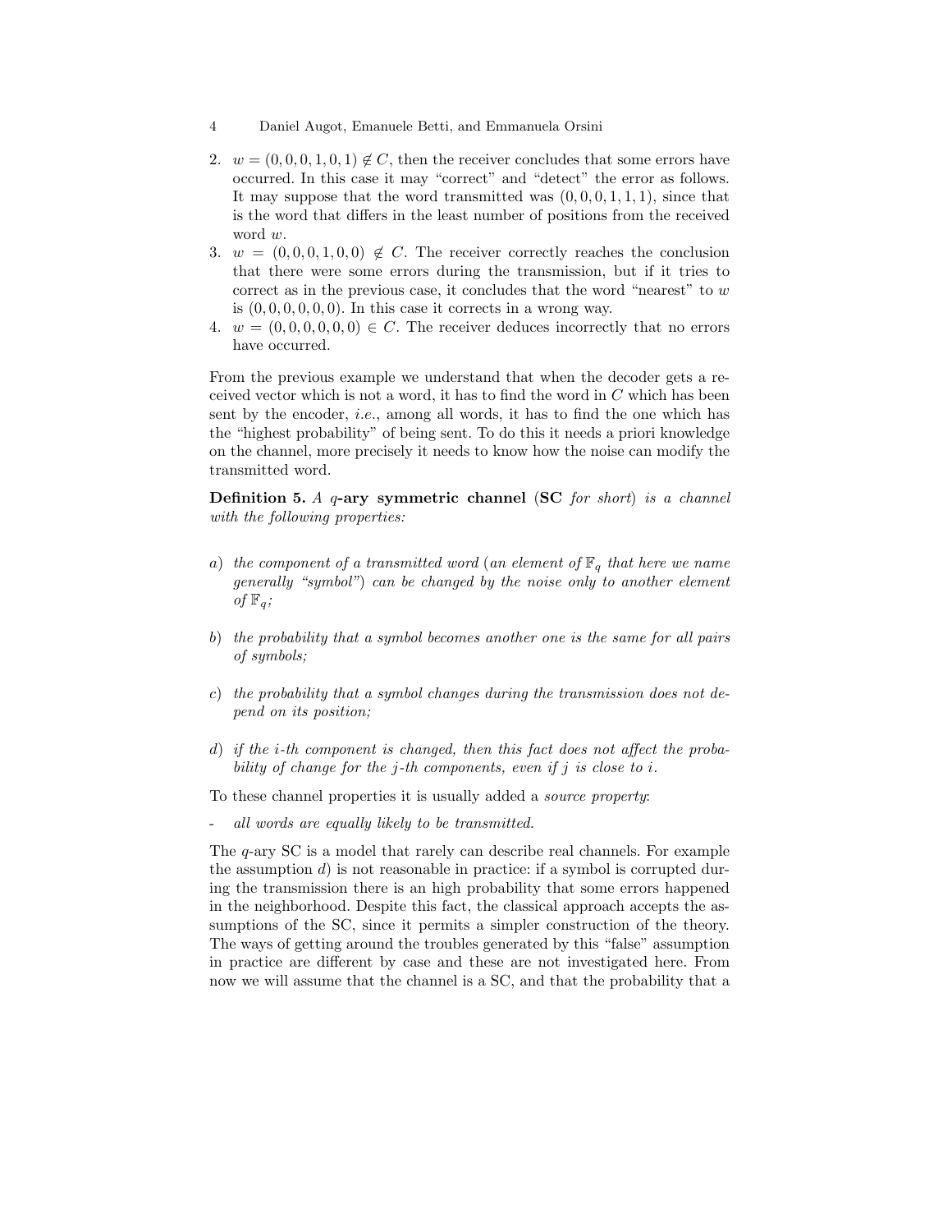2. $w = (0, 0, 0, 1, 0, 1) \notin C$, then the receiver concludes that some errors have occurred. In this case it may "correct" and "detect" the error as follows. It may suppose that the word transmitted was $(0, 0, 0, 1, 1, 1)$, since that is the word that differs in the least number of positions from the received word $w$.
3. $w = (0, 0, 0, 1, 0, 0) \notin C$. The receiver correctly reaches the conclusion that there were some errors during the transmission, but if it tries to correct as in the previous case, it concludes that the word "nearest" to $w$ is $(0, 0, 0, 0, 0, 0)$. In this case it corrects in a wrong way.
4. $w = (0, 0, 0, 0, 0, 0) \in C$. The receiver deduces incorrectly that no errors have occurred.

From the previous example we understand that when the decoder gets a received vector which is not a word, it has to find the word in $C$ which has been sent by the encoder, *i.e.*, among all words, it has to find the one which has the "highest probability" of being sent. To do this it needs a priori knowledge on the channel, more precisely it needs to know how the noise can modify the transmitted word.

**Definition 5.** *A* **$q$-ary symmetric channel** (**SC** *for short*) *is a channel with the following properties:*

*a*) *the component of a transmitted word (an element of $\mathbb{F}_q$ that here we name generally "symbol") can be changed by the noise only to another element of $\mathbb{F}_q$;*

*b*) *the probability that a symbol becomes another one is the same for all pairs of symbols;*

*c*) *the probability that a symbol changes during the transmission does not depend on its position;*

*d*) *if the $i$-th component is changed, then this fact does not affect the probability of change for the $j$-th components, even if $j$ is close to $i$.*

To these channel properties it is usually added a *source property*:

- *all words are equally likely to be transmitted.*

The $q$-ary SC is a model that rarely can describe real channels. For example the assumption *d*) is not reasonable in practice: if a symbol is corrupted during the transmission there is an high probability that some errors happened in the neighborhood. Despite this fact, the classical approach accepts the assumptions of the SC, since it permits a simpler construction of the theory. The ways of getting around the troubles generated by this "false" assumption in practice are different by case and these are not investigated here. From now we will assume that the channel is a SC, and that the probability that a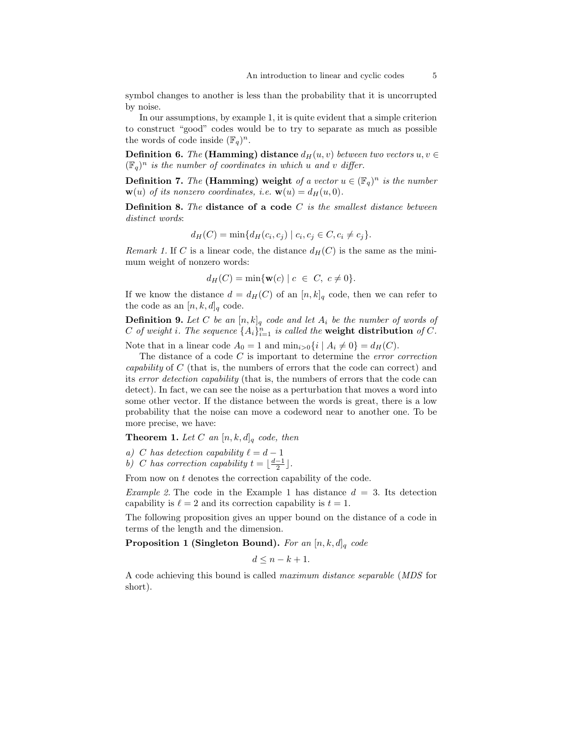symbol changes to another is less than the probability that it is uncorrupted by noise.

In our assumptions, by example 1, it is quite evident that a simple criterion to construct "good" codes would be to try to separate as much as possible the words of code inside $(\mathbb{F}_q)^n$.

**Definition 6.** *The* **(Hamming) distance** $d_H(u,v)$ *between two vectors* $u, v \in (\mathbb{F}_q)^n$ *is the number of coordinates in which* $u$ *and* $v$ *differ.*

**Definition 7.** *The* **(Hamming) weight** *of a vector* $u \in (\mathbb{F}_q)^n$ *is the number* $\mathbf{w}(u)$ *of its nonzero coordinates, i.e.* $\mathbf{w}(u) = d_H(u, 0)$.

**Definition 8.** *The* **distance of a code** $C$ *is the smallest distance between distinct words*:

$$d_H(C) = \min\{d_H(c_i, c_j) \mid c_i, c_j \in C, c_i \neq c_j\}.$$

*Remark 1.* If $C$ is a linear code, the distance $d_H(C)$ is the same as the minimum weight of nonzero words:

$$d_H(C) = \min\{\mathbf{w}(c) \mid c \in C, \ c \neq 0\}.$$

If we know the distance $d = d_H(C)$ of an $[n,k]_q$ code, then we can refer to the code as an $[n,k,d]_q$ code.

**Definition 9.** *Let* $C$ *be an* $[n,k]_q$ *code and let* $A_i$ *be the number of words of* $C$ *of weight* $i$. *The sequence* $\{A_i\}_{i=1}^n$ *is called the* **weight distribution** *of* $C$.

Note that in a linear code $A_0 = 1$ and $\min_{i>0}\{i \mid A_i \neq 0\} = d_H(C)$.

The distance of a code $C$ is important to determine the *error correction capability* of $C$ (that is, the numbers of errors that the code can correct) and its *error detection capability* (that is, the numbers of errors that the code can detect). In fact, we can see the noise as a perturbation that moves a word into some other vector. If the distance between the words is great, there is a low probability that the noise can move a codeword near to another one. To be more precise, we have:

**Theorem 1.** *Let* $C$ *an* $[n,k,d]_q$ *code, then*

*a)* $C$ *has detection capability* $\ell = d - 1$
*b)* $C$ *has correction capability* $t = \lfloor \frac{d-1}{2} \rfloor$.

From now on $t$ denotes the correction capability of the code.

*Example 2.* The code in the Example 1 has distance $d = 3$. Its detection capability is $\ell = 2$ and its correction capability is $t = 1$.

The following proposition gives an upper bound on the distance of a code in terms of the length and the dimension.

**Proposition 1 (Singleton Bound).** *For an* $[n,k,d]_q$ *code*

$$d \leq n - k + 1.$$

A code achieving this bound is called *maximum distance separable* (*MDS* for short).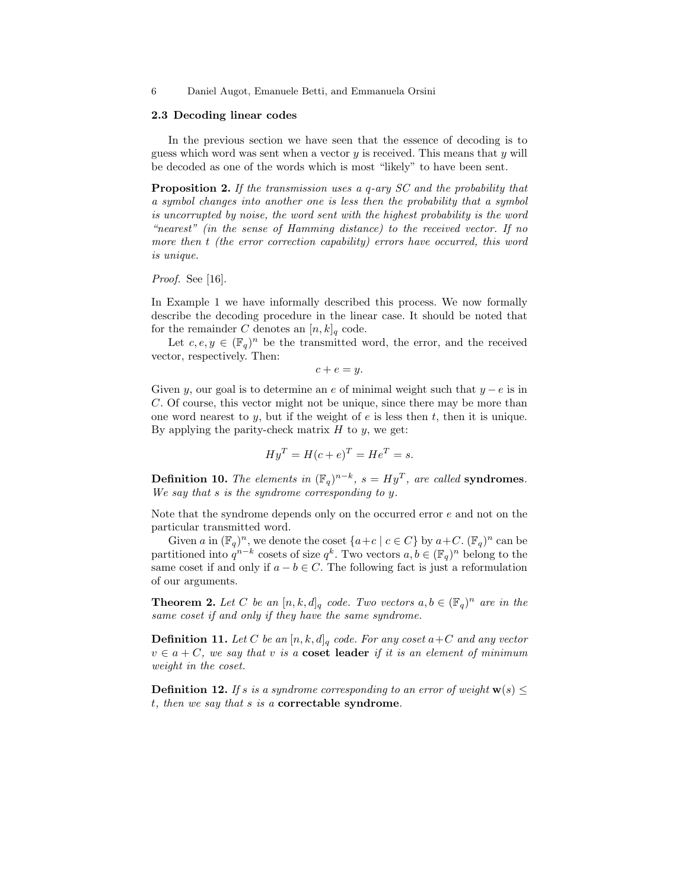### 2.3 Decoding linear codes

In the previous section we have seen that the essence of decoding is to guess which word was sent when a vector $y$ is received. This means that $y$ will be decoded as one of the words which is most "likely" to have been sent.

**Proposition 2.** *If the transmission uses a $q$-ary SC and the probability that a symbol changes into another one is less then the probability that a symbol is uncorrupted by noise, the word sent with the highest probability is the word "nearest" (in the sense of Hamming distance) to the received vector. If no more then $t$ (the error correction capability) errors have occurred, this word is unique.*

*Proof.* See [16].

In Example 1 we have informally described this process. We now formally describe the decoding procedure in the linear case. It should be noted that for the remainder $C$ denotes an $[n,k]_q$ code.

Let $c, e, y \in (\mathbb{F}_q)^n$ be the transmitted word, the error, and the received vector, respectively. Then:

$$c + e = y.$$

Given $y$, our goal is to determine an $e$ of minimal weight such that $y - e$ is in $C$. Of course, this vector might not be unique, since there may be more than one word nearest to $y$, but if the weight of $e$ is less then $t$, then it is unique. By applying the parity-check matrix $H$ to $y$, we get:

$$Hy^T = H(c+e)^T = He^T = s.$$

**Definition 10.** *The elements in $(\mathbb{F}_q)^{n-k}$, $s = Hy^T$, are called* **syndromes**. *We say that $s$ is the syndrome corresponding to $y$.*

Note that the syndrome depends only on the occurred error $e$ and not on the particular transmitted word.

Given $a$ in $(\mathbb{F}_q)^n$, we denote the coset $\{a + c \mid c \in C\}$ by $a + C$. $(\mathbb{F}_q)^n$ can be partitioned into $q^{n-k}$ cosets of size $q^k$. Two vectors $a, b \in (\mathbb{F}_q)^n$ belong to the same coset if and only if $a - b \in C$. The following fact is just a reformulation of our arguments.

**Theorem 2.** *Let $C$ be an $[n,k,d]_q$ code. Two vectors $a, b \in (\mathbb{F}_q)^n$ are in the same coset if and only if they have the same syndrome.*

**Definition 11.** *Let $C$ be an $[n,k,d]_q$ code. For any coset $a + C$ and any vector $v \in a + C$, we say that $v$ is a* **coset leader** *if it is an element of minimum weight in the coset.*

**Definition 12.** *If $s$ is a syndrome corresponding to an error of weight $\mathbf{w}(s) \leq t$, then we say that $s$ is a* **correctable syndrome**.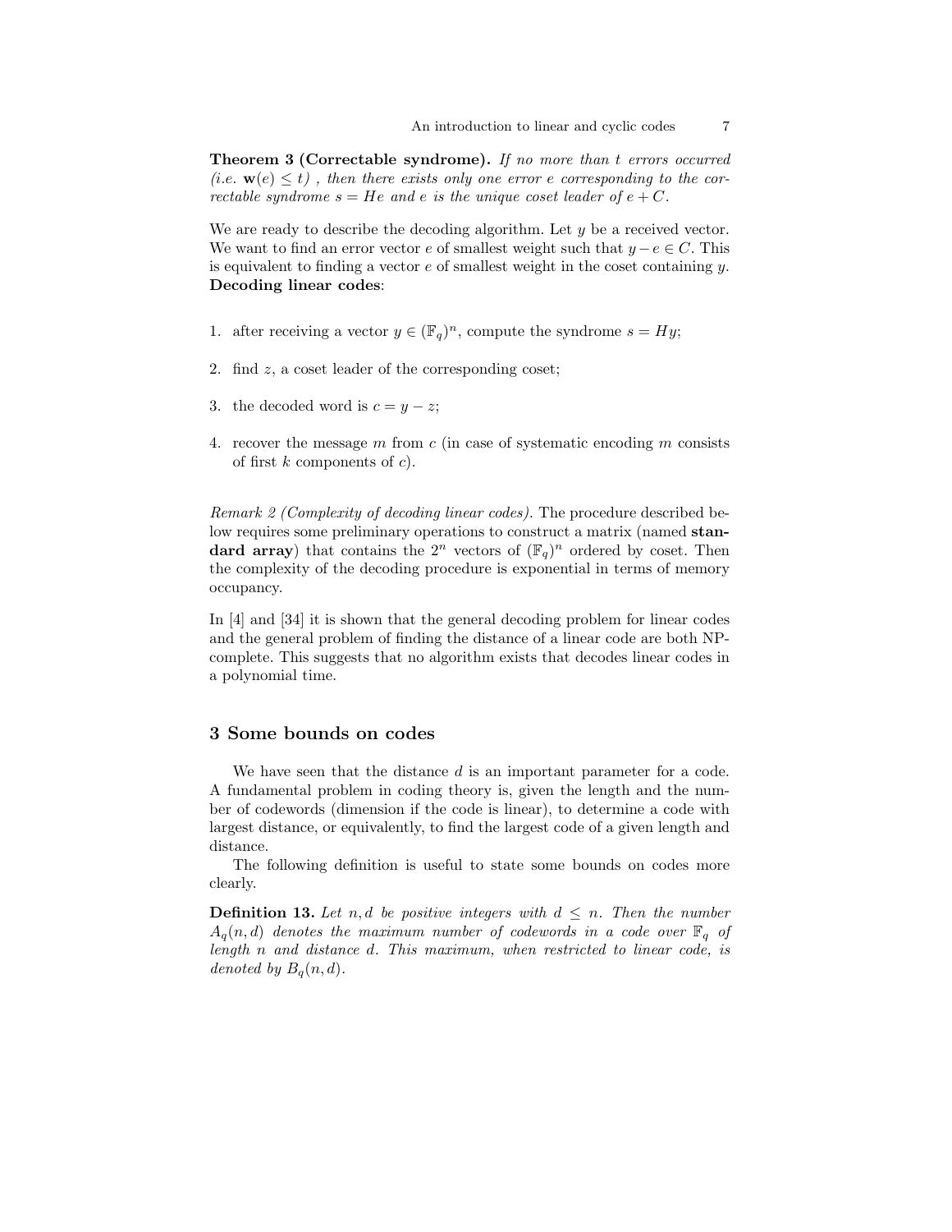**Theorem 3 (Correctable syndrome).** *If no more than $t$ errors occurred (i.e. $\mathbf{w}(e) \leq t$) , then there exists only one error $e$ corresponding to the correctable syndrome $s = He$ and $e$ is the unique coset leader of $e + C$.*

We are ready to describe the decoding algorithm. Let $y$ be a received vector. We want to find an error vector $e$ of smallest weight such that $y - e \in C$. This is equivalent to finding a vector $e$ of smallest weight in the coset containing $y$.
**Decoding linear codes**:

1. after receiving a vector $y \in (\mathbb{F}_q)^n$, compute the syndrome $s = Hy$;
2. find $z$, a coset leader of the corresponding coset;
3. the decoded word is $c = y - z$;
4. recover the message $m$ from $c$ (in case of systematic encoding $m$ consists of first $k$ components of $c$).

*Remark 2 (Complexity of decoding linear codes).* The procedure described below requires some preliminary operations to construct a matrix (named **standard array**) that contains the $2^n$ vectors of $(\mathbb{F}_q)^n$ ordered by coset. Then the complexity of the decoding procedure is exponential in terms of memory occupancy.

In [4] and [34] it is shown that the general decoding problem for linear codes and the general problem of finding the distance of a linear code are both NP-complete. This suggests that no algorithm exists that decodes linear codes in a polynomial time.

## 3 Some bounds on codes

We have seen that the distance $d$ is an important parameter for a code. A fundamental problem in coding theory is, given the length and the number of codewords (dimension if the code is linear), to determine a code with largest distance, or equivalently, to find the largest code of a given length and distance.

The following definition is useful to state some bounds on codes more clearly.

**Definition 13.** *Let $n, d$ be positive integers with $d \leq n$. Then the number $A_q(n, d)$ denotes the maximum number of codewords in a code over $\mathbb{F}_q$ of length $n$ and distance $d$. This maximum, when restricted to linear code, is denoted by $B_q(n, d)$.*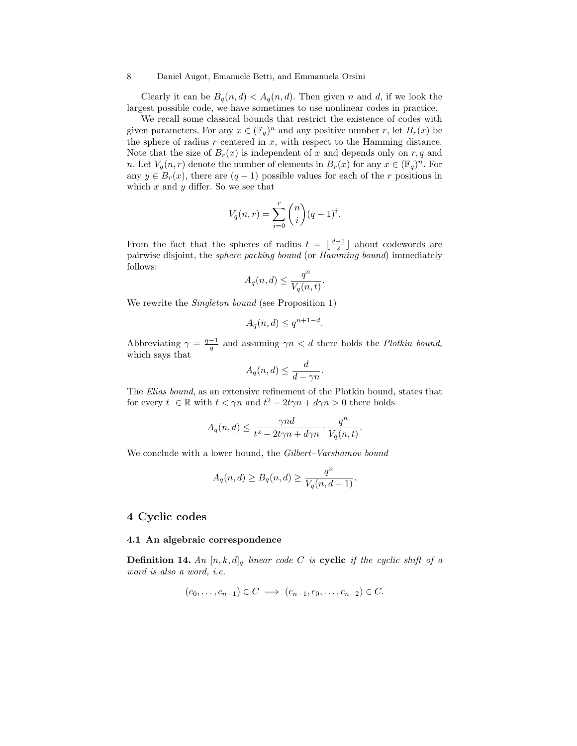Clearly it can be $B_q(n,d) < A_q(n,d)$. Then given $n$ and $d$, if we look the largest possible code, we have sometimes to use nonlinear codes in practice.

We recall some classical bounds that restrict the existence of codes with given parameters. For any $x \in (\mathbb{F}_q)^n$ and any positive number $r$, let $B_r(x)$ be the sphere of radius $r$ centered in $x$, with respect to the Hamming distance. Note that the size of $B_r(x)$ is independent of $x$ and depends only on $r, q$ and $n$. Let $V_q(n,r)$ denote the number of elements in $B_r(x)$ for any $x \in (\mathbb{F}_q)^n$. For any $y \in B_r(x)$, there are $(q-1)$ possible values for each of the $r$ positions in which $x$ and $y$ differ. So we see that

$$V_q(n,r) = \sum_{i=0}^{r} \binom{n}{i} (q-1)^i.$$

From the fact that the spheres of radius $t = \lfloor \frac{d-1}{2} \rfloor$ about codewords are pairwise disjoint, the *sphere packing bound* (or *Hamming bound*) immediately follows:

$$A_q(n,d) \leq \frac{q^n}{V_q(n,t)}.$$

We rewrite the *Singleton bound* (see Proposition 1)

$$A_q(n,d) \leq q^{n+1-d}.$$

Abbreviating $\gamma = \frac{q-1}{q}$ and assuming $\gamma n < d$ there holds the *Plotkin bound*, which says that

$$A_q(n,d) \leq \frac{d}{d - \gamma n}.$$

The *Elias bound*, as an extensive refinement of the Plotkin bound, states that for every $t \in \mathbb{R}$ with $t < \gamma n$ and $t^2 - 2t\gamma n + d\gamma n > 0$ there holds

$$A_q(n,d) \leq \frac{\gamma n d}{t^2 - 2t\gamma n + d\gamma n} \cdot \frac{q^n}{V_q(n,t)}.$$

We conclude with a lower bound, the *Gilbert–Varshamov bound*

$$A_q(n,d) \geq B_q(n,d) \geq \frac{q^n}{V_q(n,d-1)}.$$

## 4 Cyclic codes

### 4.1 An algebraic correspondence

**Definition 14.** *An $[n,k,d]_q$ linear code $C$ is* **cyclic** *if the cyclic shift of a word is also a word, i.e.*

$$(c_0, \ldots, c_{n-1}) \in C \implies (c_{n-1}, c_0, \ldots, c_{n-2}) \in C.$$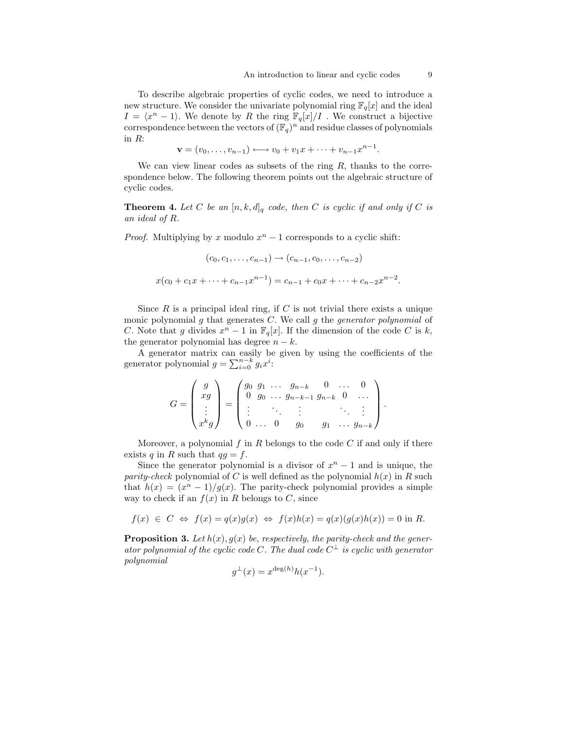To describe algebraic properties of cyclic codes, we need to introduce a new structure. We consider the univariate polynomial ring $\mathbb{F}_q[x]$ and the ideal $I = \langle x^n - 1 \rangle$. We denote by $R$ the ring $\mathbb{F}_q[x]/I$ . We construct a bijective correspondence between the vectors of $(\mathbb{F}_q)^n$ and residue classes of polynomials in $R$:

$$\mathbf{v} = (v_0, \ldots, v_{n-1}) \longleftrightarrow v_0 + v_1 x + \cdots + v_{n-1} x^{n-1}.$$

We can view linear codes as subsets of the ring $R$, thanks to the correspondence below. The following theorem points out the algebraic structure of cyclic codes.

**Theorem 4.** *Let $C$ be an $[n, k, d]_q$ code, then $C$ is cyclic if and only if $C$ is an ideal of $R$.*

*Proof.* Multiplying by $x$ modulo $x^n - 1$ corresponds to a cyclic shift:

$$(c_0, c_1, \ldots, c_{n-1}) \to (c_{n-1}, c_0, \ldots, c_{n-2})$$

$$x(c_0 + c_1 x + \cdots + c_{n-1} x^{n-1}) = c_{n-1} + c_0 x + \cdots + c_{n-2} x^{n-2}.$$

Since $R$ is a principal ideal ring, if $C$ is not trivial there exists a unique monic polynomial $g$ that generates $C$. We call $g$ the *generator polynomial* of $C$. Note that $g$ divides $x^n - 1$ in $\mathbb{F}_q[x]$. If the dimension of the code $C$ is $k$, the generator polynomial has degree $n - k$.

A generator matrix can easily be given by using the coefficients of the generator polynomial $g = \sum_{i=0}^{n-k} g_i x^i$:

$$G = \begin{pmatrix} g \\ xg \\ \vdots \\ x^k g \end{pmatrix} = \begin{pmatrix} g_0 & g_1 & \ldots & g_{n-k} & 0 & \ldots & 0 \\ 0 & g_0 & \ldots & g_{n-k-1} & g_{n-k} & 0 & \ldots \\ \vdots & & \ddots & \vdots & & \ddots & \vdots \\ 0 & \ldots & 0 & g_0 & g_1 & \ldots & g_{n-k} \end{pmatrix}.$$

Moreover, a polynomial $f$ in $R$ belongs to the code $C$ if and only if there exists $q$ in $R$ such that $qg = f$.

Since the generator polynomial is a divisor of $x^n - 1$ and is unique, the *parity-check* polynomial of $C$ is well defined as the polynomial $h(x)$ in $R$ such that $h(x) = (x^n - 1)/g(x)$. The parity-check polynomial provides a simple way to check if an $f(x)$ in $R$ belongs to $C$, since

$$f(x) \in C \Leftrightarrow f(x) = q(x)g(x) \Leftrightarrow f(x)h(x) = q(x)(g(x)h(x)) = 0 \text{ in } R.$$

**Proposition 3.** *Let $h(x), g(x)$ be, respectively, the parity-check and the generator polynomial of the cyclic code $C$. The dual code $C^\perp$ is cyclic with generator polynomial*

$$g^\perp(x) = x^{\deg(h)} h(x^{-1}).$$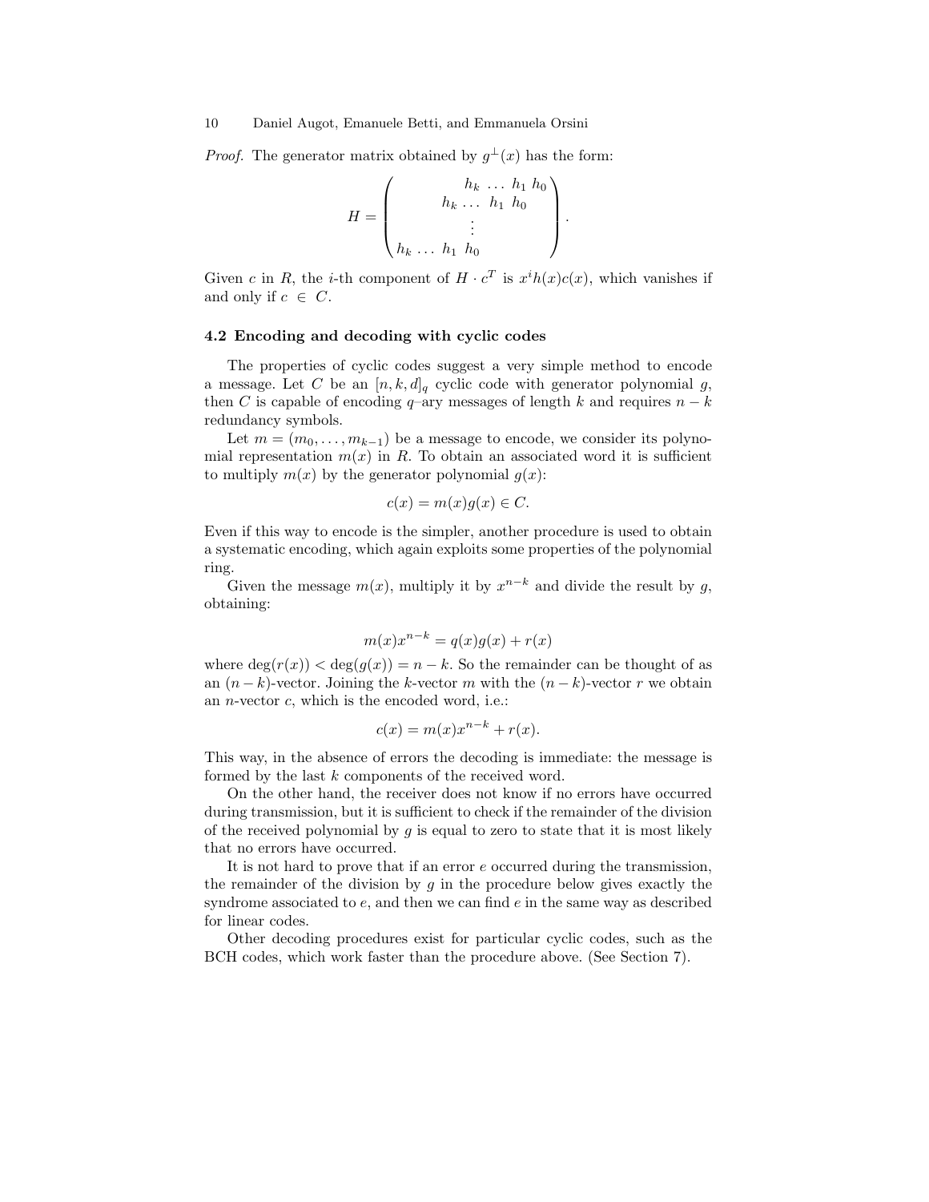*Proof.* The generator matrix obtained by $g^{\perp}(x)$ has the form:

$$H = \begin{pmatrix} & & & h_k & \dots & h_1 & h_0 \\ & & h_k & \dots & h_1 & h_0 & \\ & & & \vdots & & & \\ h_k & \dots & h_1 & h_0 & & & \end{pmatrix}.$$

Given $c$ in $R$, the $i$-th component of $H \cdot c^T$ is $x^i h(x)c(x)$, which vanishes if and only if $c \in C$.

### 4.2 Encoding and decoding with cyclic codes

The properties of cyclic codes suggest a very simple method to encode a message. Let $C$ be an $[n, k, d]_q$ cyclic code with generator polynomial $g$, then $C$ is capable of encoding $q$–ary messages of length $k$ and requires $n - k$ redundancy symbols.

Let $m = (m_0, \dots, m_{k-1})$ be a message to encode, we consider its polynomial representation $m(x)$ in $R$. To obtain an associated word it is sufficient to multiply $m(x)$ by the generator polynomial $g(x)$:

$$c(x) = m(x)g(x) \in C.$$

Even if this way to encode is the simpler, another procedure is used to obtain a systematic encoding, which again exploits some properties of the polynomial ring.

Given the message $m(x)$, multiply it by $x^{n-k}$ and divide the result by $g$, obtaining:

$$m(x)x^{n-k} = q(x)g(x) + r(x)$$

where $\deg(r(x)) < \deg(g(x)) = n - k$. So the remainder can be thought of as an $(n-k)$-vector. Joining the $k$-vector $m$ with the $(n-k)$-vector $r$ we obtain an $n$-vector $c$, which is the encoded word, i.e.:

$$c(x) = m(x)x^{n-k} + r(x).$$

This way, in the absence of errors the decoding is immediate: the message is formed by the last $k$ components of the received word.

On the other hand, the receiver does not know if no errors have occurred during transmission, but it is sufficient to check if the remainder of the division of the received polynomial by $g$ is equal to zero to state that it is most likely that no errors have occurred.

It is not hard to prove that if an error $e$ occurred during the transmission, the remainder of the division by $g$ in the procedure below gives exactly the syndrome associated to $e$, and then we can find $e$ in the same way as described for linear codes.

Other decoding procedures exist for particular cyclic codes, such as the BCH codes, which work faster than the procedure above. (See Section 7).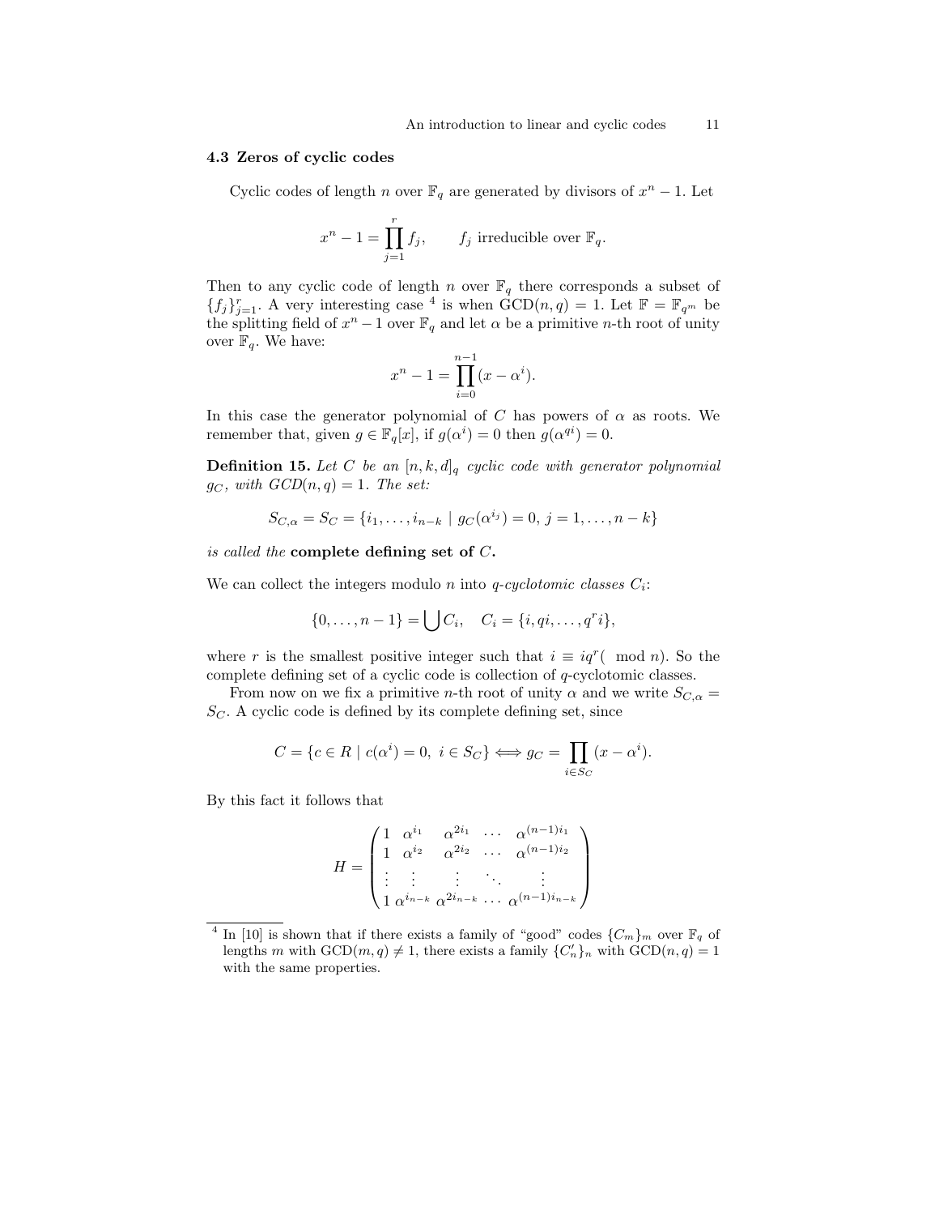### 4.3 Zeros of cyclic codes

Cyclic codes of length $n$ over $\mathbb{F}_q$ are generated by divisors of $x^n - 1$. Let

$$x^n - 1 = \prod_{j=1}^{r} f_j, \qquad f_j \text{ irreducible over } \mathbb{F}_q.$$

Then to any cyclic code of length $n$ over $\mathbb{F}_q$ there corresponds a subset of $\{f_j\}_{j=1}^{r}$. A very interesting case [4] is when $\mathrm{GCD}(n, q) = 1$. Let $\mathbb{F} = \mathbb{F}_{q^m}$ be the splitting field of $x^n - 1$ over $\mathbb{F}_q$ and let $\alpha$ be a primitive $n$-th root of unity over $\mathbb{F}_q$. We have:

$$x^n - 1 = \prod_{i=0}^{n-1} (x - \alpha^i).$$

In this case the generator polynomial of $C$ has powers of $\alpha$ as roots. We remember that, given $g \in \mathbb{F}_q[x]$, if $g(\alpha^i) = 0$ then $g(\alpha^{qi}) = 0$.

**Definition 15.** *Let $C$ be an $[n, k, d]_q$ cyclic code with generator polynomial $g_C$, with $GCD(n, q) = 1$. The set:*

$$S_{C,\alpha} = S_C = \{i_1, \ldots, i_{n-k} \mid g_C(\alpha^{i_j}) = 0,\ j = 1, \ldots, n-k\}$$

*is called the* **complete defining set of $C$.**

We can collect the integers modulo $n$ into *$q$-cyclotomic classes* $C_i$:

$$\{0, \ldots, n-1\} = \bigcup C_i, \quad C_i = \{i, qi, \ldots, q^r i\},$$

where $r$ is the smallest positive integer such that $i \equiv iq^r (\mod n)$. So the complete defining set of a cyclic code is collection of $q$-cyclotomic classes.

From now on we fix a primitive $n$-th root of unity $\alpha$ and we write $S_{C,\alpha} = S_C$. A cyclic code is defined by its complete defining set, since

$$C = \{c \in R \mid c(\alpha^i) = 0,\ i \in S_C\} \Longleftrightarrow g_C = \prod_{i \in S_C} (x - \alpha^i).$$

By this fact it follows that

$$H = \begin{pmatrix} 1 & \alpha^{i_1} & \alpha^{2i_1} & \cdots & \alpha^{(n-1)i_1} \\ 1 & \alpha^{i_2} & \alpha^{2i_2} & \cdots & \alpha^{(n-1)i_2} \\ \vdots & \vdots & \vdots & \ddots & \vdots \\ 1 & \alpha^{i_{n-k}} & \alpha^{2i_{n-k}} & \cdots & \alpha^{(n-1)i_{n-k}} \end{pmatrix}$$

[4] In [10] is shown that if there exists a family of "good" codes $\{C_m\}_m$ over $\mathbb{F}_q$ of lengths $m$ with $\mathrm{GCD}(m, q) \neq 1$, there exists a family $\{C'_n\}_n$ with $\mathrm{GCD}(n, q) = 1$ with the same properties.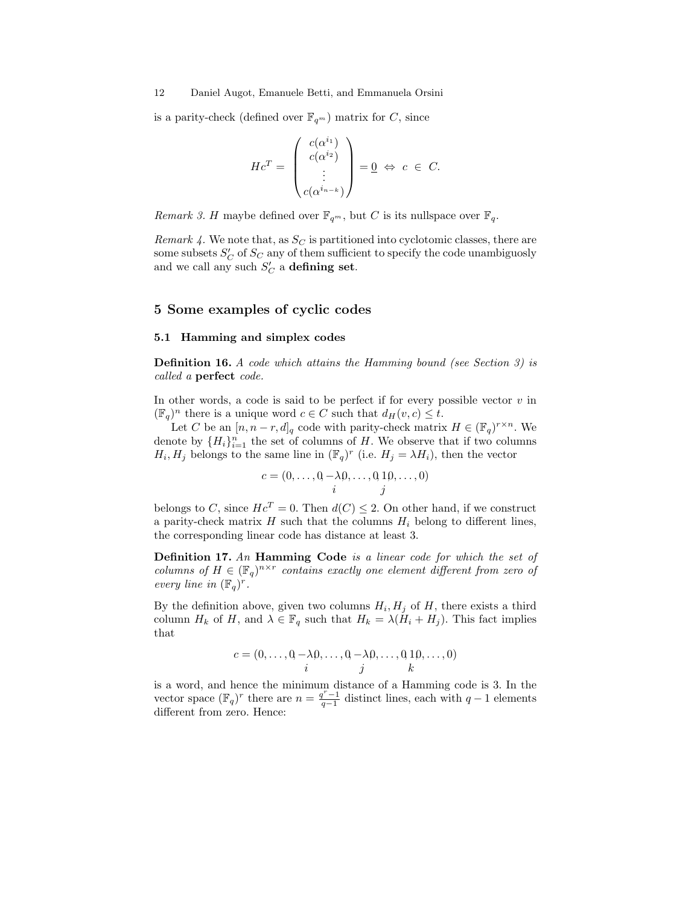is a parity-check (defined over $\mathbb{F}_{q^m}$) matrix for $C$, since

$$Hc^T = \begin{pmatrix} c(\alpha^{i_1}) \\ c(\alpha^{i_2}) \\ \vdots \\ c(\alpha^{i_{n-k}}) \end{pmatrix} = \underline{0} \;\Leftrightarrow\; c \;\in\; C.$$

*Remark 3.* $H$ maybe defined over $\mathbb{F}_{q^m}$, but $C$ is its nullspace over $\mathbb{F}_q$.

*Remark 4.* We note that, as $S_C$ is partitioned into cyclotomic classes, there are some subsets $S'_C$ of $S_C$ any of them sufficient to specify the code unambiguosly and we call any such $S'_C$ a **defining set**.

## 5 Some examples of cyclic codes

### 5.1 Hamming and simplex codes

**Definition 16.** *A code which attains the Hamming bound (see Section 3) is called a* **perfect** *code.*

In other words, a code is said to be perfect if for every possible vector $v$ in $(\mathbb{F}_q)^n$ there is a unique word $c \in C$ such that $d_H(v, c) \leq t$.

Let $C$ be an $[n, n-r, d]_q$ code with parity-check matrix $H \in (\mathbb{F}_q)^{r \times n}$. We denote by $\{H_i\}_{i=1}^n$ the set of columns of $H$. We observe that if two columns $H_i, H_j$ belongs to the same line in $(\mathbb{F}_q)^r$ (i.e. $H_j = \lambda H_i$), then the vector

$$c = (0, \ldots, 0, \underset{i}{-\lambda}, 0, \ldots, 0, \underset{j}{1}, 0, \ldots, 0)$$

belongs to $C$, since $Hc^T = 0$. Then $d(C) \leq 2$. On other hand, if we construct a parity-check matrix $H$ such that the columns $H_i$ belong to different lines, the corresponding linear code has distance at least 3.

**Definition 17.** *An* **Hamming Code** *is a linear code for which the set of columns of $H \in (\mathbb{F}_q)^{n \times r}$ contains exactly one element different from zero of every line in $(\mathbb{F}_q)^r$.*

By the definition above, given two columns $H_i, H_j$ of $H$, there exists a third column $H_k$ of $H$, and $\lambda \in \mathbb{F}_q$ such that $H_k = \lambda(H_i + H_j)$. This fact implies that

$$c = (0, \ldots, 0, \underset{i}{-\lambda}, 0, \ldots, 0, \underset{j}{-\lambda}, 0, \ldots, 0, \underset{k}{1}, 0, \ldots, 0)$$

is a word, and hence the minimum distance of a Hamming code is 3. In the vector space $(\mathbb{F}_q)^r$ there are $n = \frac{q^r - 1}{q - 1}$ distinct lines, each with $q - 1$ elements different from zero. Hence: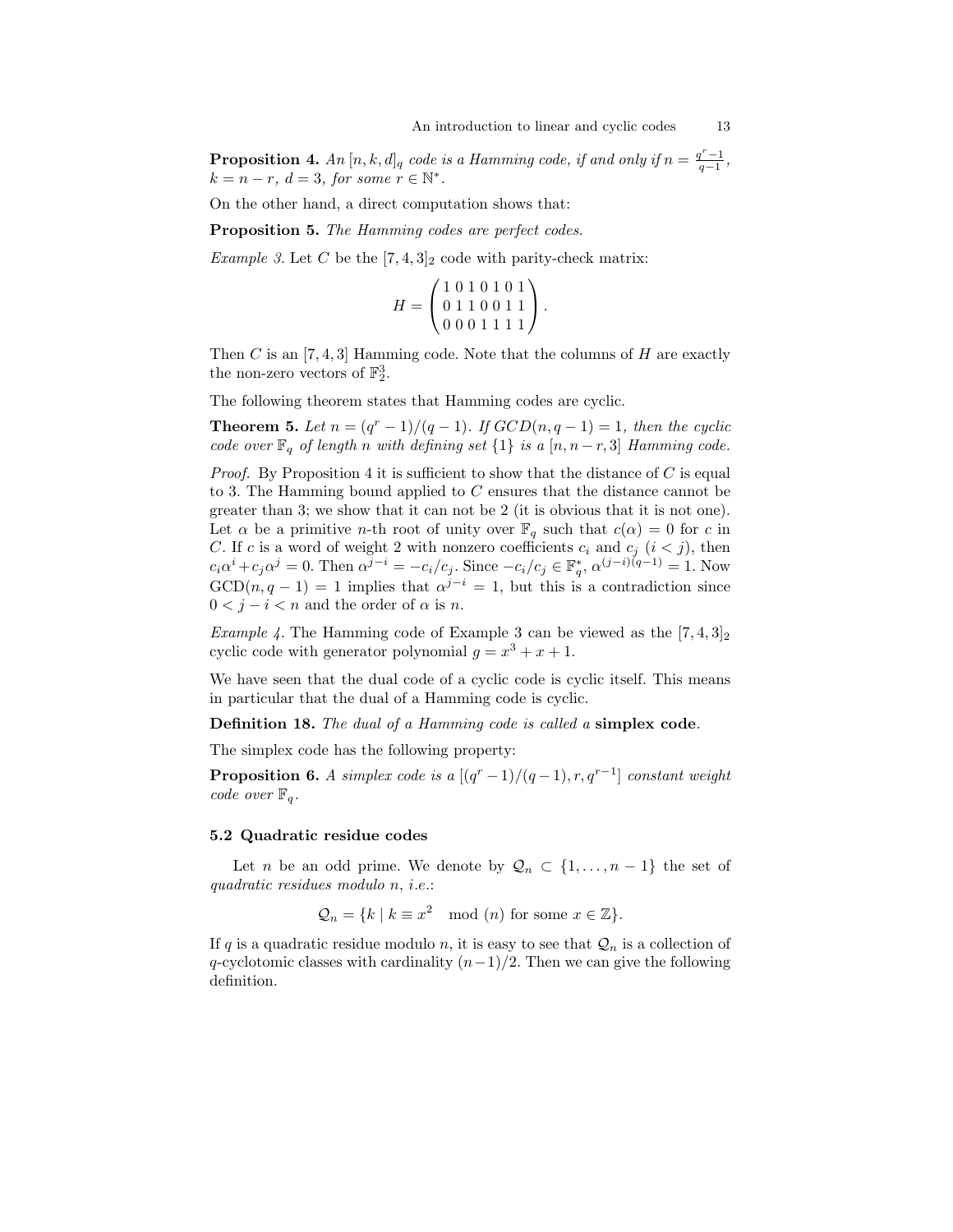**Proposition 4.** *An $[n, k, d]_q$ code is a Hamming code, if and only if $n = \frac{q^r-1}{q-1}$, $k = n - r$, $d = 3$, for some $r \in \mathbb{N}^*$.*

On the other hand, a direct computation shows that:

**Proposition 5.** *The Hamming codes are perfect codes.*

*Example 3.* Let $C$ be the $[7, 4, 3]_2$ code with parity-check matrix:

$$H = \begin{pmatrix} 1\,0\,1\,0\,1\,0\,1 \\ 0\,1\,1\,0\,0\,1\,1 \\ 0\,0\,0\,1\,1\,1\,1 \end{pmatrix}.$$

Then $C$ is an $[7, 4, 3]$ Hamming code. Note that the columns of $H$ are exactly the non-zero vectors of $\mathbb{F}_2^3$.

The following theorem states that Hamming codes are cyclic.

**Theorem 5.** *Let $n = (q^r - 1)/(q - 1)$. If $GCD(n, q - 1) = 1$, then the cyclic code over $\mathbb{F}_q$ of length $n$ with defining set $\{1\}$ is a $[n, n - r, 3]$ Hamming code.*

*Proof.* By Proposition 4 it is sufficient to show that the distance of $C$ is equal to 3. The Hamming bound applied to $C$ ensures that the distance cannot be greater than 3; we show that it can not be 2 (it is obvious that it is not one). Let $\alpha$ be a primitive $n$-th root of unity over $\mathbb{F}_q$ such that $c(\alpha) = 0$ for $c$ in $C$. If $c$ is a word of weight 2 with nonzero coefficients $c_i$ and $c_j$ $(i < j)$, then $c_i\alpha^i + c_j\alpha^j = 0$. Then $\alpha^{j-i} = -c_i/c_j$. Since $-c_i/c_j \in \mathbb{F}_q^*$, $\alpha^{(j-i)(q-1)} = 1$. Now $\mathrm{GCD}(n, q - 1) = 1$ implies that $\alpha^{j-i} = 1$, but this is a contradiction since $0 < j - i < n$ and the order of $\alpha$ is $n$.

*Example 4.* The Hamming code of Example 3 can be viewed as the $[7, 4, 3]_2$ cyclic code with generator polynomial $g = x^3 + x + 1$.

We have seen that the dual code of a cyclic code is cyclic itself. This means in particular that the dual of a Hamming code is cyclic.

**Definition 18.** *The dual of a Hamming code is called a* **simplex code**.

The simplex code has the following property:

**Proposition 6.** *A simplex code is a $[(q^r - 1)/(q - 1), r, q^{r-1}]$ constant weight code over $\mathbb{F}_q$.*

### 5.2 Quadratic residue codes

Let $n$ be an odd prime. We denote by $\mathcal{Q}_n \subset \{1, \dots, n - 1\}$ the set of *quadratic residues modulo $n$*, *i.e.*:

$$\mathcal{Q}_n = \{k \mid k \equiv x^2 \mod (n) \text{ for some } x \in \mathbb{Z}\}.$$

If $q$ is a quadratic residue modulo $n$, it is easy to see that $\mathcal{Q}_n$ is a collection of $q$-cyclotomic classes with cardinality $(n-1)/2$. Then we can give the following definition.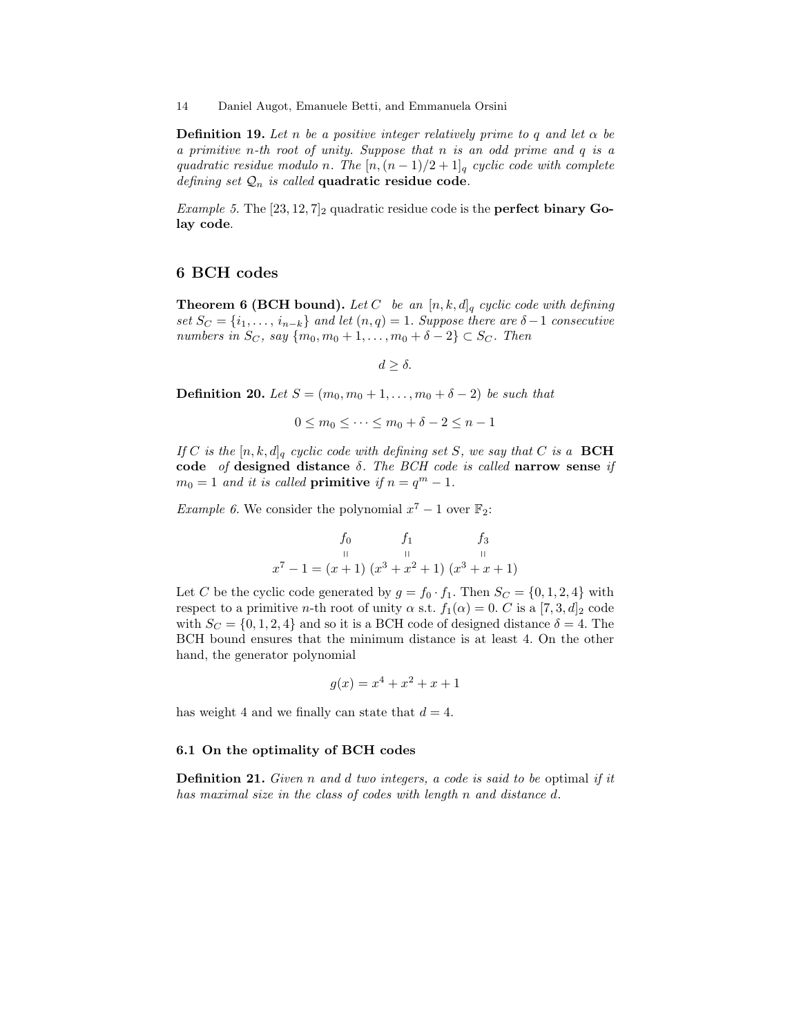**Definition 19.** *Let $n$ be a positive integer relatively prime to $q$ and let $\alpha$ be a primitive $n$-th root of unity. Suppose that $n$ is an odd prime and $q$ is a quadratic residue modulo $n$. The $[n, (n-1)/2+1]_q$ cyclic code with complete defining set $\mathcal{Q}_n$ is called* **quadratic residue code**.

*Example 5.* The $[23, 12, 7]_2$ quadratic residue code is the **perfect binary Golay code**.

## 6 BCH codes

**Theorem 6 (BCH bound).** *Let $C$ be an $[n, k, d]_q$ cyclic code with defining set $S_C = \{i_1, \ldots, i_{n-k}\}$ and let $(n, q) = 1$. Suppose there are $\delta-1$ consecutive numbers in $S_C$, say $\{m_0, m_0+1, \ldots, m_0+\delta-2\} \subset S_C$. Then*

$$d \geq \delta.$$

**Definition 20.** *Let $S = (m_0, m_0+1, \ldots, m_0+\delta-2)$ be such that*

$$0 \leq m_0 \leq \cdots \leq m_0 + \delta - 2 \leq n-1$$

*If $C$ is the $[n, k, d]_q$ cyclic code with defining set $S$, we say that $C$ is a* **BCH code** *of* **designed distance** *$\delta$. The BCH code is called* **narrow sense** *if $m_0 = 1$ and it is called* **primitive** *if $n = q^m - 1$.*

*Example 6.* We consider the polynomial $x^7 - 1$ over $\mathbb{F}_2$:

$$x^7 - 1 = \underbrace{(x+1)}_{f_0}\ \underbrace{(x^3+x^2+1)}_{f_1}\ \underbrace{(x^3+x+1)}_{f_3}$$

Let $C$ be the cyclic code generated by $g = f_0 \cdot f_1$. Then $S_C = \{0, 1, 2, 4\}$ with respect to a primitive $n$-th root of unity $\alpha$ s.t. $f_1(\alpha) = 0$. $C$ is a $[7, 3, d]_2$ code with $S_C = \{0, 1, 2, 4\}$ and so it is a BCH code of designed distance $\delta = 4$. The BCH bound ensures that the minimum distance is at least 4. On the other hand, the generator polynomial

$$g(x) = x^4 + x^2 + x + 1$$

has weight 4 and we finally can state that $d = 4$.

### 6.1 On the optimality of BCH codes

**Definition 21.** *Given $n$ and $d$ two integers, a code is said to be optimal if it has maximal size in the class of codes with length $n$ and distance $d$.*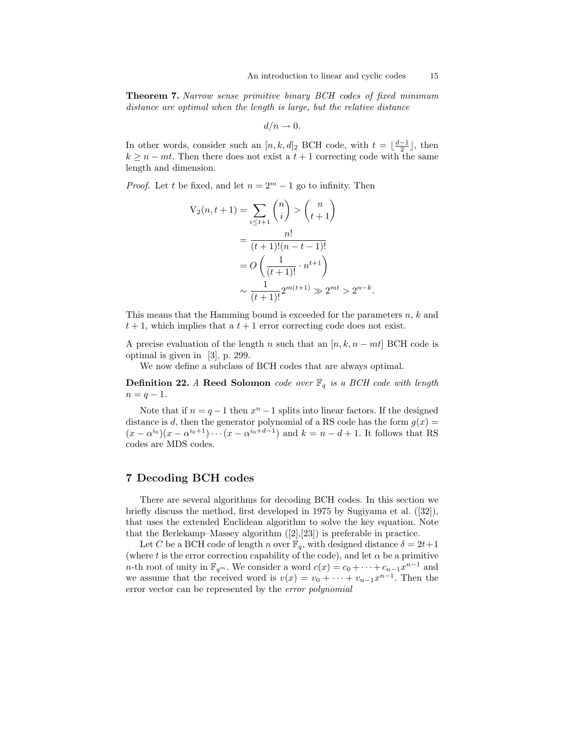**Theorem 7.** *Narrow sense primitive binary BCH codes of fixed minimum distance are optimal when the length is large, but the relative distance*

$$d/n \to 0.$$

In other words, consider such an $[n, k, d]_2$ BCH code, with $t = \lfloor \frac{d-1}{2} \rfloor$, then $k \geq n - mt$. Then there does not exist a $t+1$ correcting code with the same length and dimension.

*Proof.* Let $t$ be fixed, and let $n = 2^m - 1$ go to infinity. Then

$$\begin{aligned}
\mathrm{V}_2(n, t+1) = \sum_{i \leq t+1} \binom{n}{i} &> \binom{n}{t+1} \\
&= \frac{n!}{(t+1)!(n-t-1)!} \\
&= O\left(\frac{1}{(t+1)!} \cdot n^{t+1}\right) \\
&\sim \frac{1}{(t+1)!} 2^{m(t+1)} \gg 2^{mt} > 2^{n-k}.
\end{aligned}$$

This means that the Hamming bound is exceeded for the parameters $n$, $k$ and $t+1$, which implies that a $t+1$ error correcting code does not exist.

A precise evaluation of the length $n$ such that an $[n, k, n - mt]$ BCH code is optimal is given in [3], p. 299.

We now define a subclass of BCH codes that are always optimal.

**Definition 22.** *A* **Reed Solomon** *code over $\mathbb{F}_q$ is a BCH code with length $n = q - 1$.*

Note that if $n = q - 1$ then $x^n - 1$ splits into linear factors. If the designed distance is $d$, then the generator polynomial of a RS code has the form $g(x) = (x - \alpha^{i_0})(x - \alpha^{i_0+1}) \cdots (x - \alpha^{i_0+d-1})$ and $k = n - d + 1$. It follows that RS codes are MDS codes.

## 7 Decoding BCH codes

There are several algorithms for decoding BCH codes. In this section we briefly discuss the method, first developed in 1975 by Sugiyama et al. ([32]), that uses the extended Euclidean algorithm to solve the key equation. Note that the Berlekamp–Massey algorithm ([2],[23]) is preferable in practice.

Let $C$ be a BCH code of length $n$ over $\mathbb{F}_q$, with designed distance $\delta = 2t+1$ (where $t$ is the error correction capability of the code), and let $\alpha$ be a primitive $n$-th root of unity in $\mathbb{F}_{q^m}$. We consider a word $c(x) = c_0 + \cdots + c_{n-1}x^{n-1}$ and we assume that the received word is $v(x) = v_0 + \cdots + v_{n-1}x^{n-1}$. Then the error vector can be represented by the *error polynomial*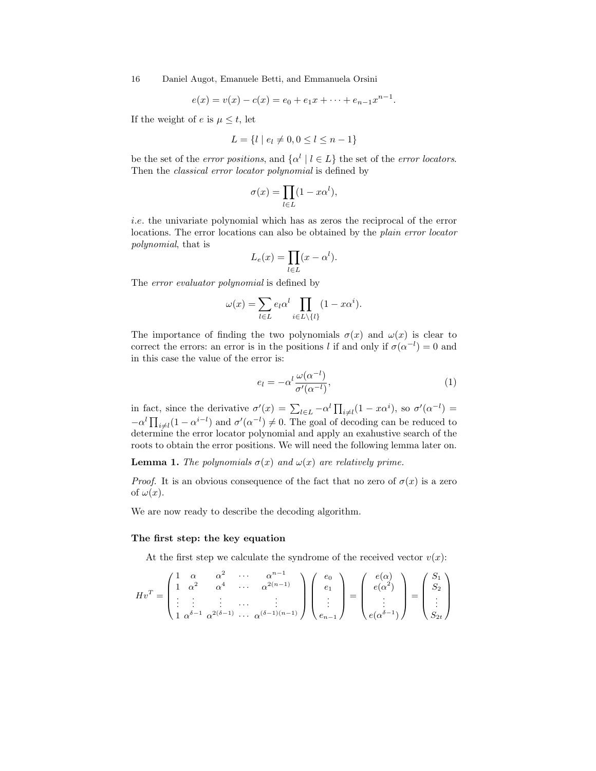$$e(x) = v(x) - c(x) = e_0 + e_1 x + \cdots + e_{n-1} x^{n-1}.$$

If the weight of $e$ is $\mu \leq t$, let

$$L = \{l \mid e_l \neq 0, 0 \leq l \leq n-1\}$$

be the set of the *error positions*, and $\{\alpha^l \mid l \in L\}$ the set of the *error locators*. Then the *classical error locator polynomial* is defined by

$$\sigma(x) = \prod_{l \in L} (1 - x\alpha^l),$$

*i.e.* the univariate polynomial which has as zeros the reciprocal of the error locations. The error locations can also be obtained by the *plain error locator polynomial*, that is

$$L_e(x) = \prod_{l \in L} (x - \alpha^l).$$

The *error evaluator polynomial* is defined by

$$\omega(x) = \sum_{l \in L} e_l \alpha^l \prod_{i \in L \setminus \{l\}} (1 - x\alpha^i).$$

The importance of finding the two polynomials $\sigma(x)$ and $\omega(x)$ is clear to correct the errors: an error is in the positions $l$ if and only if $\sigma(\alpha^{-l}) = 0$ and in this case the value of the error is:

$$e_l = -\alpha^l \frac{\omega(\alpha^{-l})}{\sigma'(\alpha^{-l})}, \tag{1}$$

in fact, since the derivative $\sigma'(x) = \sum_{l \in L} -\alpha^l \prod_{i \neq l} (1 - x\alpha^i)$, so $\sigma'(\alpha^{-l}) = -\alpha^l \prod_{i \neq l} (1 - \alpha^{i-l})$ and $\sigma'(\alpha^{-l}) \neq 0$. The goal of decoding can be reduced to determine the error locator polynomial and apply an exahustive search of the roots to obtain the error positions. We will need the following lemma later on.

**Lemma 1.** *The polynomials $\sigma(x)$ and $\omega(x)$ are relatively prime.*

*Proof.* It is an obvious consequence of the fact that no zero of $\sigma(x)$ is a zero of $\omega(x)$.

We are now ready to describe the decoding algorithm.

**The first step: the key equation**

At the first step we calculate the syndrome of the received vector $v(x)$:

$$Hv^T = \begin{pmatrix} 1 & \alpha & \alpha^2 & \cdots & \alpha^{n-1} \\ 1 & \alpha^2 & \alpha^4 & \cdots & \alpha^{2(n-1)} \\ \vdots & \vdots & \vdots & \cdots & \vdots \\ 1 & \alpha^{\delta-1} & \alpha^{2(\delta-1)} & \cdots & \alpha^{(\delta-1)(n-1)} \end{pmatrix} \begin{pmatrix} e_0 \\ e_1 \\ \vdots \\ e_{n-1} \end{pmatrix} = \begin{pmatrix} e(\alpha) \\ e(\alpha^2) \\ \vdots \\ e(\alpha^{\delta-1}) \end{pmatrix} = \begin{pmatrix} S_1 \\ S_2 \\ \vdots \\ S_{2t} \end{pmatrix}$$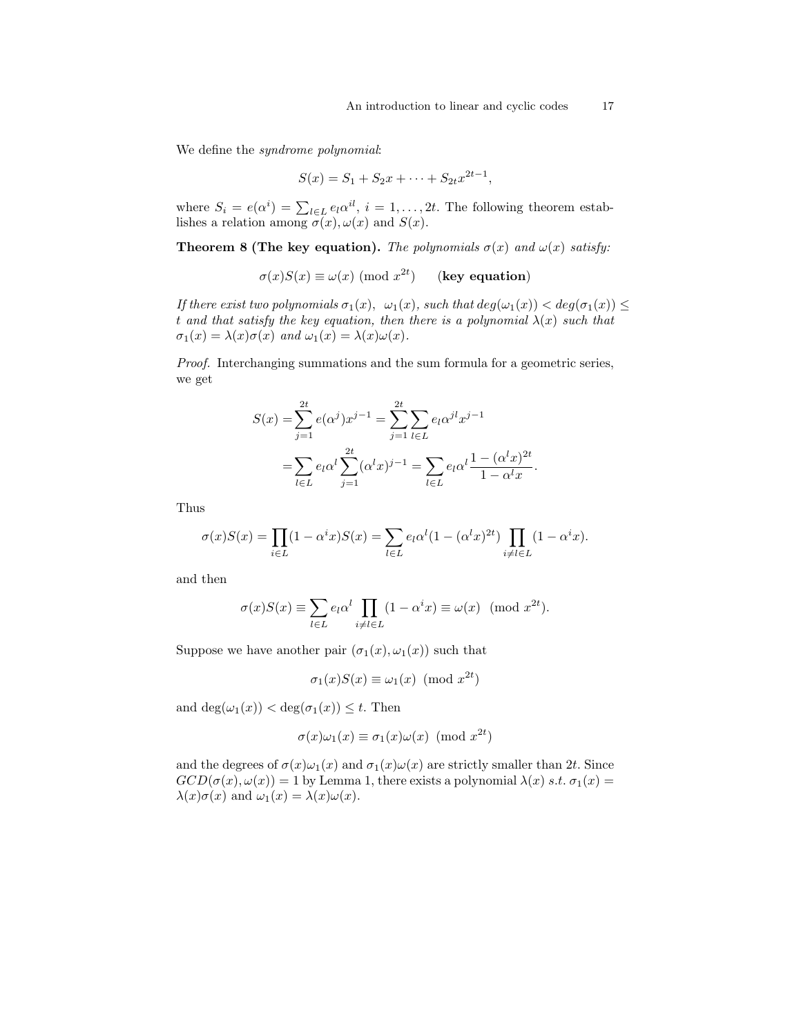We define the *syndrome polynomial*:

$$S(x) = S_1 + S_2 x + \cdots + S_{2t} x^{2t-1},$$

where $S_i = e(\alpha^i) = \sum_{l \in L} e_l \alpha^{il}$, $i = 1, \ldots, 2t$. The following theorem establishes a relation among $\sigma(x), \omega(x)$ and $S(x)$.

**Theorem 8 (The key equation).** *The polynomials $\sigma(x)$ and $\omega(x)$ satisfy:*

$$\sigma(x)S(x) \equiv \omega(x) \pmod{x^{2t}} \qquad (\textbf{key equation})$$

*If there exist two polynomials $\sigma_1(x)$, $\omega_1(x)$, such that $deg(\omega_1(x)) < deg(\sigma_1(x)) \leq t$ and that satisfy the key equation, then there is a polynomial $\lambda(x)$ such that $\sigma_1(x) = \lambda(x)\sigma(x)$ and $\omega_1(x) = \lambda(x)\omega(x)$.*

*Proof.* Interchanging summations and the sum formula for a geometric series, we get

$$\begin{aligned} S(x) &= \sum_{j=1}^{2t} e(\alpha^j) x^{j-1} = \sum_{j=1}^{2t} \sum_{l \in L} e_l \alpha^{jl} x^{j-1} \\ &= \sum_{l \in L} e_l \alpha^l \sum_{j=1}^{2t} (\alpha^l x)^{j-1} = \sum_{l \in L} e_l \alpha^l \frac{1 - (\alpha^l x)^{2t}}{1 - \alpha^l x}. \end{aligned}$$

Thus

$$\sigma(x)S(x) = \prod_{i \in L} (1 - \alpha^i x) S(x) = \sum_{l \in L} e_l \alpha^l (1 - (\alpha^l x)^{2t}) \prod_{i \neq l \in L} (1 - \alpha^i x).$$

and then

$$\sigma(x)S(x) \equiv \sum_{l \in L} e_l \alpha^l \prod_{i \neq l \in L} (1 - \alpha^i x) \equiv \omega(x) \pmod{x^{2t}}.$$

Suppose we have another pair $(\sigma_1(x), \omega_1(x))$ such that

$$\sigma_1(x)S(x) \equiv \omega_1(x) \pmod{x^{2t}}$$

and $\deg(\omega_1(x)) < \deg(\sigma_1(x)) \leq t$. Then

$$\sigma(x)\omega_1(x) \equiv \sigma_1(x)\omega(x) \pmod{x^{2t}}$$

and the degrees of $\sigma(x)\omega_1(x)$ and $\sigma_1(x)\omega(x)$ are strictly smaller than $2t$. Since $GCD(\sigma(x), \omega(x)) = 1$ by Lemma 1, there exists a polynomial $\lambda(x)$ *s.t.* $\sigma_1(x) = \lambda(x)\sigma(x)$ and $\omega_1(x) = \lambda(x)\omega(x)$.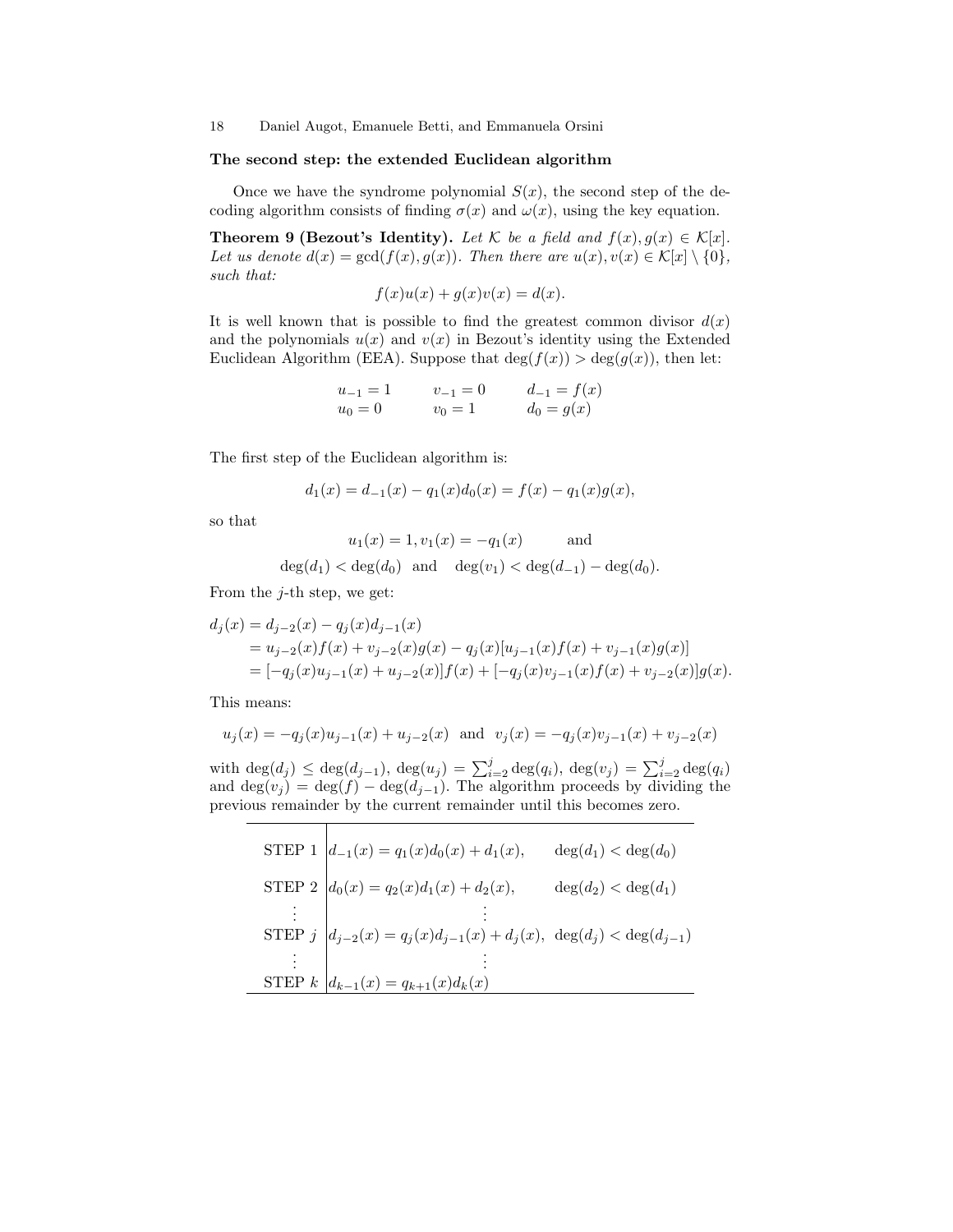**The second step: the extended Euclidean algorithm**

Once we have the syndrome polynomial $S(x)$, the second step of the decoding algorithm consists of finding $\sigma(x)$ and $\omega(x)$, using the key equation.

**Theorem 9 (Bezout's Identity).** *Let $\mathcal{K}$ be a field and $f(x), g(x) \in \mathcal{K}[x]$. Let us denote $d(x) = \gcd(f(x), g(x))$. Then there are $u(x), v(x) \in \mathcal{K}[x] \setminus \{0\}$, such that:*

$$f(x)u(x) + g(x)v(x) = d(x).$$

It is well known that is possible to find the greatest common divisor $d(x)$ and the polynomials $u(x)$ and $v(x)$ in Bezout's identity using the Extended Euclidean Algorithm (EEA). Suppose that $\deg(f(x)) > \deg(g(x))$, then let:

$$\begin{array}{lll} u_{-1} = 1 & v_{-1} = 0 & d_{-1} = f(x) \\ u_0 = 0 & v_0 = 1 & d_0 = g(x) \end{array}$$

The first step of the Euclidean algorithm is:

$$d_1(x) = d_{-1}(x) - q_1(x)d_0(x) = f(x) - q_1(x)g(x),$$

so that

$$u_1(x) = 1, v_1(x) = -q_1(x) \qquad \text{and}$$

$$\deg(d_1) < \deg(d_0) \quad \text{and} \quad \deg(v_1) < \deg(d_{-1}) - \deg(d_0).$$

From the $j$-th step, we get:

$$\begin{aligned} d_j(x) &= d_{j-2}(x) - q_j(x)d_{j-1}(x) \\ &= u_{j-2}(x)f(x) + v_{j-2}(x)g(x) - q_j(x)[u_{j-1}(x)f(x) + v_{j-1}(x)g(x)] \\ &= [-q_j(x)u_{j-1}(x) + u_{j-2}(x)]f(x) + [-q_j(x)v_{j-1}(x)f(x) + v_{j-2}(x)]g(x). \end{aligned}$$

This means:

$$u_j(x) = -q_j(x)u_{j-1}(x) + u_{j-2}(x) \quad \text{and} \quad v_j(x) = -q_j(x)v_{j-1}(x) + v_{j-2}(x)$$

with $\deg(d_j) \le \deg(d_{j-1})$, $\deg(u_j) = \sum_{i=2}^{j} \deg(q_i)$, $\deg(v_j) = \sum_{i=2}^{j} \deg(q_i)$ and $\deg(v_j) = \deg(f) - \deg(d_{j-1})$. The algorithm proceeds by dividing the previous remainder by the current remainder until this becomes zero.

| | | |
|---|---|---|
| STEP 1 | $d_{-1}(x) = q_1(x)d_0(x) + d_1(x),$ | $\deg(d_1) < \deg(d_0)$ |
| STEP 2 | $d_0(x) = q_2(x)d_1(x) + d_2(x),$ | $\deg(d_2) < \deg(d_1)$ |
| $\vdots$ | $\vdots$ | |
| STEP $j$ | $d_{j-2}(x) = q_j(x)d_{j-1}(x) + d_j(x),$ | $\deg(d_j) < \deg(d_{j-1})$ |
| $\vdots$ | $\vdots$ | |
| STEP $k$ | $d_{k-1}(x) = q_{k+1}(x)d_k(x)$ | |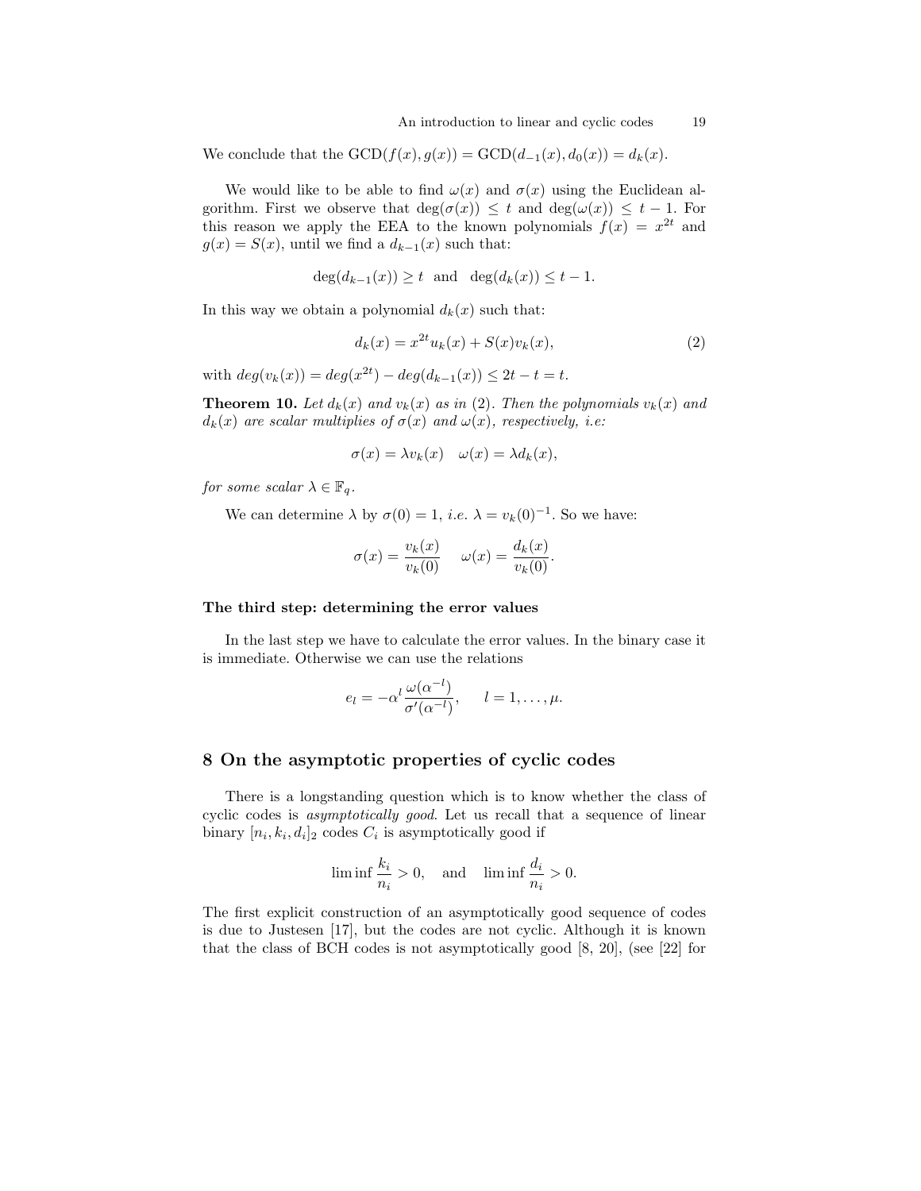We conclude that the $\text{GCD}(f(x), g(x)) = \text{GCD}(d_{-1}(x), d_0(x)) = d_k(x)$.

We would like to be able to find $\omega(x)$ and $\sigma(x)$ using the Euclidean algorithm. First we observe that $\deg(\sigma(x)) \leq t$ and $\deg(\omega(x)) \leq t-1$. For this reason we apply the EEA to the known polynomials $f(x) = x^{2t}$ and $g(x) = S(x)$, until we find a $d_{k-1}(x)$ such that:

$$\deg(d_{k-1}(x)) \geq t \quad \text{and} \quad \deg(d_k(x)) \leq t-1.$$

In this way we obtain a polynomial $d_k(x)$ such that:

$$d_k(x) = x^{2t} u_k(x) + S(x) v_k(x), \tag{2}$$

with $deg(v_k(x)) = deg(x^{2t}) - deg(d_{k-1}(x)) \leq 2t - t = t$.

**Theorem 10.** *Let $d_k(x)$ and $v_k(x)$ as in (2). Then the polynomials $v_k(x)$ and $d_k(x)$ are scalar multiples of $\sigma(x)$ and $\omega(x)$, respectively, i.e:*

$$\sigma(x) = \lambda v_k(x) \quad \omega(x) = \lambda d_k(x),$$

*for some scalar $\lambda \in \mathbb{F}_q$.*

We can determine $\lambda$ by $\sigma(0) = 1$, *i.e.* $\lambda = v_k(0)^{-1}$. So we have:

$$\sigma(x) = \frac{v_k(x)}{v_k(0)} \quad \omega(x) = \frac{d_k(x)}{v_k(0)}.$$

**The third step: determining the error values**

In the last step we have to calculate the error values. In the binary case it is immediate. Otherwise we can use the relations

$$e_l = -\alpha^l \frac{\omega(\alpha^{-l})}{\sigma'(\alpha^{-l})}, \qquad l = 1, \ldots, \mu.$$

## 8 On the asymptotic properties of cyclic codes

There is a longstanding question which is to know whether the class of cyclic codes is *asymptotically good*. Let us recall that a sequence of linear binary $[n_i, k_i, d_i]_2$ codes $C_i$ is asymptotically good if

$$\liminf \frac{k_i}{n_i} > 0, \quad \text{and} \quad \liminf \frac{d_i}{n_i} > 0.$$

The first explicit construction of an asymptotically good sequence of codes is due to Justesen [17], but the codes are not cyclic. Although it is known that the class of BCH codes is not asymptotically good [8, 20], (see [22] for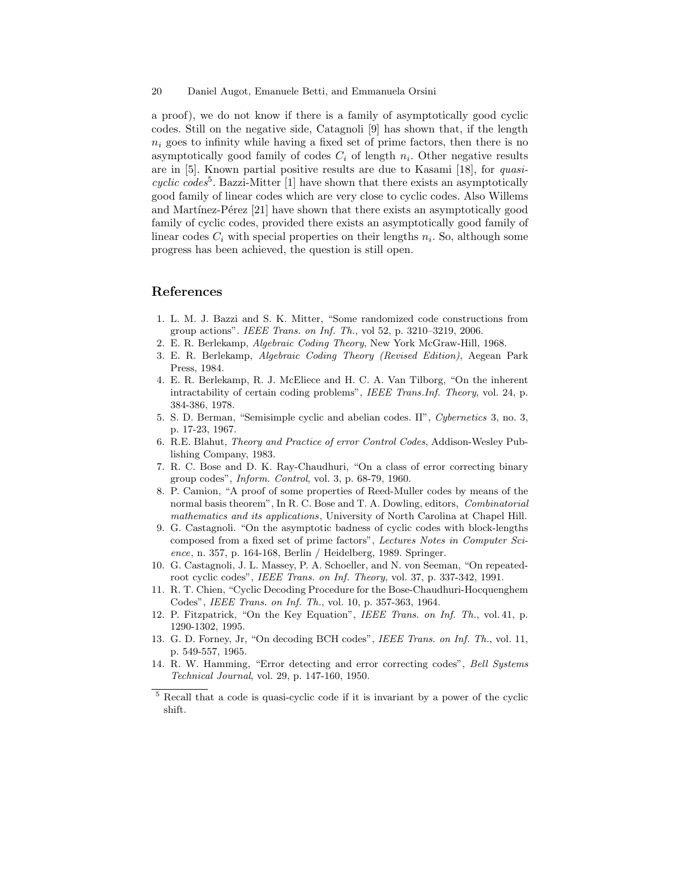a proof), we do not know if there is a family of asymptotically good cyclic codes. Still on the negative side, Catagnoli [9] has shown that, if the length $n_i$ goes to infinity while having a fixed set of prime factors, then there is no asymptotically good family of codes $C_i$ of length $n_i$. Other negative results are in [5]. Known partial positive results are due to Kasami [18], for *quasi-cyclic codes*[5]. Bazzi-Mitter [1] have shown that there exists an asymptotically good family of linear codes which are very close to cyclic codes. Also Willems and Martínez-Pérez [21] have shown that there exists an asymptotically good family of cyclic codes, provided there exists an asymptotically good family of linear codes $C_i$ with special properties on their lengths $n_i$. So, although some progress has been achieved, the question is still open.

## References

1. L. M. J. Bazzi and S. K. Mitter, "Some randomized code constructions from group actions". *IEEE Trans. on Inf. Th.*, vol 52, p. 3210–3219, 2006.
2. E. R. Berlekamp, *Algebraic Coding Theory*, New York McGraw-Hill, 1968.
3. E. R. Berlekamp, *Algebraic Coding Theory (Revised Edition)*, Aegean Park Press, 1984.
4. E. R. Berlekamp, R. J. McEliece and H. C. A. Van Tilborg, "On the inherent intractability of certain coding problems", *IEEE Trans.Inf. Theory*, vol. 24, p. 384-386, 1978.
5. S. D. Berman, "Semisimple cyclic and abelian codes. II", *Cybernetics* 3, no. 3, p. 17-23, 1967.
6. R.E. Blahut, *Theory and Practice of error Control Codes*, Addison-Wesley Publishing Company, 1983.
7. R. C. Bose and D. K. Ray-Chaudhuri, "On a class of error correcting binary group codes", *Inform. Control*, vol. 3, p. 68-79, 1960.
8. P. Camion, "A proof of some properties of Reed-Muller codes by means of the normal basis theorem", In R. C. Bose and T. A. Dowling, editors, *Combinatorial mathematics and its applications*, University of North Carolina at Chapel Hill.
9. G. Castagnoli. "On the asymptotic badness of cyclic codes with block-lengths composed from a fixed set of prime factors", *Lectures Notes in Computer Science*, n. 357, p. 164-168, Berlin / Heidelberg, 1989. Springer.
10. G. Castagnoli, J. L. Massey, P. A. Schoeller, and N. von Seeman, "On repeated-root cyclic codes", *IEEE Trans. on Inf. Theory*, vol. 37, p. 337-342, 1991.
11. R. T. Chien, "Cyclic Decoding Procedure for the Bose-Chaudhuri-Hocquenghem Codes", *IEEE Trans. on Inf. Th.*, vol. 10, p. 357-363, 1964.
12. P. Fitzpatrick, "On the Key Equation", *IEEE Trans. on Inf. Th.*, vol. 41, p. 1290-1302, 1995.
13. G. D. Forney, Jr, "On decoding BCH codes", *IEEE Trans. on Inf. Th.*, vol. 11, p. 549-557, 1965.
14. R. W. Hamming, "Error detecting and error correcting codes", *Bell Systems Technical Journal*, vol. 29, p. 147-160, 1950.

[5] Recall that a code is quasi-cyclic code if it is invariant by a power of the cyclic shift.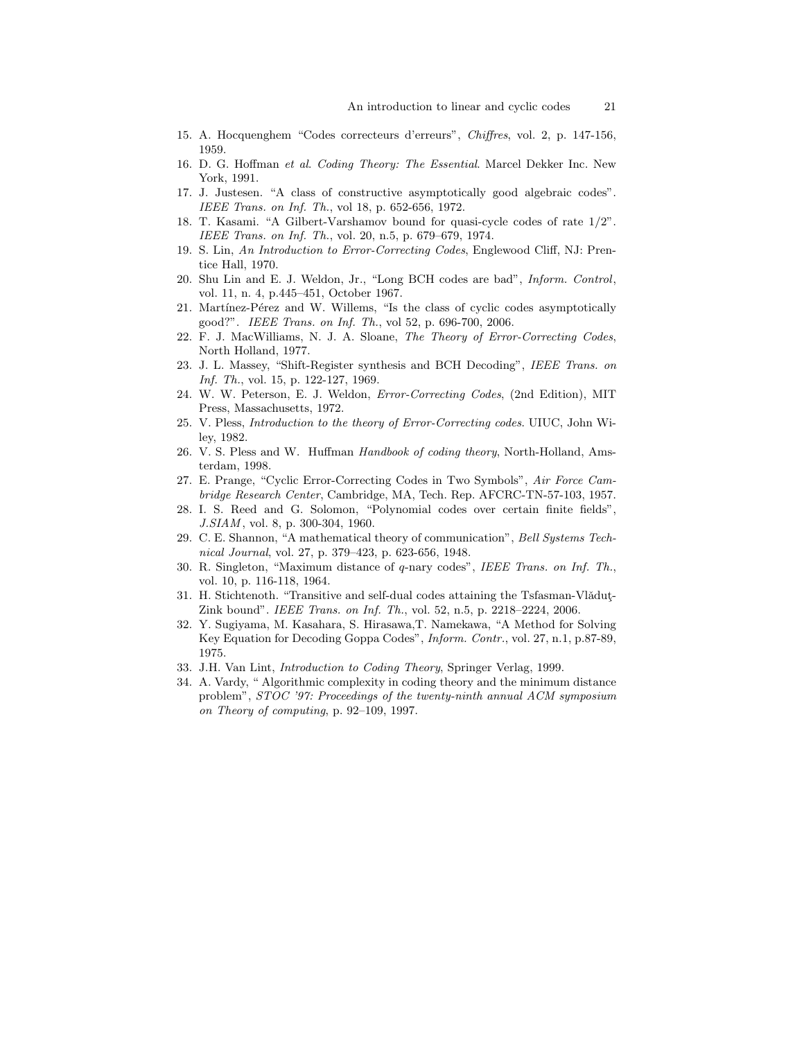15. A. Hocquenghem "Codes correcteurs d'erreurs", *Chiffres*, vol. 2, p. 147-156, 1959.
16. D. G. Hoffman *et al*. *Coding Theory: The Essential*. Marcel Dekker Inc. New York, 1991.
17. J. Justesen. "A class of constructive asymptotically good algebraic codes". *IEEE Trans. on Inf. Th.*, vol 18, p. 652-656, 1972.
18. T. Kasami. "A Gilbert-Varshamov bound for quasi-cycle codes of rate 1/2". *IEEE Trans. on Inf. Th.*, vol. 20, n.5, p. 679–679, 1974.
19. S. Lin, *An Introduction to Error-Correcting Codes*, Englewood Cliff, NJ: Prentice Hall, 1970.
20. Shu Lin and E. J. Weldon, Jr., "Long BCH codes are bad", *Inform. Control*, vol. 11, n. 4, p.445–451, October 1967.
21. Martínez-Pérez and W. Willems, "Is the class of cyclic codes asymptotically good?". *IEEE Trans. on Inf. Th.*, vol 52, p. 696-700, 2006.
22. F. J. MacWilliams, N. J. A. Sloane, *The Theory of Error-Correcting Codes*, North Holland, 1977.
23. J. L. Massey, "Shift-Register synthesis and BCH Decoding", *IEEE Trans. on Inf. Th.*, vol. 15, p. 122-127, 1969.
24. W. W. Peterson, E. J. Weldon, *Error-Correcting Codes*, (2nd Edition), MIT Press, Massachusetts, 1972.
25. V. Pless, *Introduction to the theory of Error-Correcting codes*. UIUC, John Wiley, 1982.
26. V. S. Pless and W. Huffman *Handbook of coding theory*, North-Holland, Amsterdam, 1998.
27. E. Prange, "Cyclic Error-Correcting Codes in Two Symbols", *Air Force Cambridge Research Center*, Cambridge, MA, Tech. Rep. AFCRC-TN-57-103, 1957.
28. I. S. Reed and G. Solomon, "Polynomial codes over certain finite fields", *J.SIAM*, vol. 8, p. 300-304, 1960.
29. C. E. Shannon, "A mathematical theory of communication", *Bell Systems Technical Journal*, vol. 27, p. 379–423, p. 623-656, 1948.
30. R. Singleton, "Maximum distance of $q$-nary codes", *IEEE Trans. on Inf. Th.*, vol. 10, p. 116-118, 1964.
31. H. Stichtenoth. "Transitive and self-dual codes attaining the Tsfasman-Vlăduţ-Zink bound". *IEEE Trans. on Inf. Th.*, vol. 52, n.5, p. 2218–2224, 2006.
32. Y. Sugiyama, M. Kasahara, S. Hirasawa,T. Namekawa, "A Method for Solving Key Equation for Decoding Goppa Codes", *Inform. Contr.*, vol. 27, n.1, p.87-89, 1975.
33. J.H. Van Lint, *Introduction to Coding Theory*, Springer Verlag, 1999.
34. A. Vardy, " Algorithmic complexity in coding theory and the minimum distance problem", *STOC '97: Proceedings of the twenty-ninth annual ACM symposium on Theory of computing*, p. 92–109, 1997.